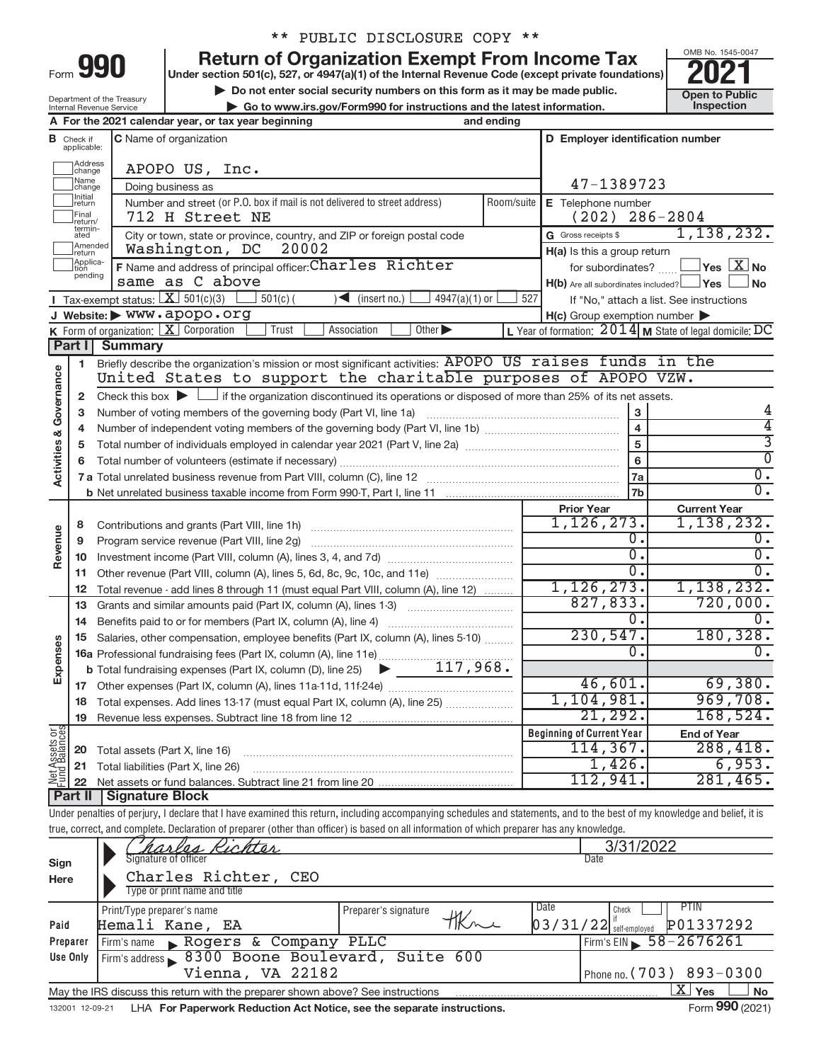** PUBLIC DISCLOSURE COPY **

# Form 990 — Return of Organization Exempt From Income Tax

Under section 501(c), 527, or 4947(a)(1) of the Internal Revenue Code (except private foundations)

▶ Do not enter social security numbers on this form as it may be made public.

▶ Go to www.irs.gov/Form990 for instructions and the latest information.

Department of the Treasury, Internal Revenue Service

OMB No. 1545-0047 — **2021** — Open to Public Inspection

**A** For the 2021 calendar year, or tax year beginning and ending

**B** Check if applicable: Address change, Name change, Initial return, Final return/terminated, Amended return, Application pending

**C** Name of organization: APOPO US, Inc.

Doing business as

Number and street (or P.O. box if mail is not delivered to street address): 712 H Street NE — Room/suite

City or town, state or province, country, and ZIP or foreign postal code: Washington, DC 20002

**D** Employer identification number: 47-1389723

**E** Telephone number: (202) 286-2804

**G** Gross receipts $ 1,138,232.

**F** Name and address of principal officer: Charles Richter, same as C above

**H(a)** Is this a group return for subordinates? Yes [ ] No [X]

**H(b)** Are all subordinates included? Yes [ ] No [ ] If "No," attach a list. See instructions

**H(c)** Group exemption number ▶

**I** Tax-exempt status: [X] 501(c)(3) [ ] 501(c) ( ) ◀ (insert no.) [ ] 4947(a)(1) or [ ] 527

**J** Website: ▶ www.apopo.org

**K** Form of organization: [X] Corporation [ ] Trust [ ] Association [ ] Other ▶

**L** Year of formation: 2014 **M** State of legal domicile: DC

## Part I Summary

**Activities & Governance**

1. Briefly describe the organization's mission or most significant activities: APOPO US raises funds in the United States to support the charitable purposes of APOPO VZW.
2. Check this box ▶ [ ] if the organization discontinued its operations or disposed of more than 25% of its net assets.

| Line | Description | | Value |
|---|---|---|---|
| 3 | Number of voting members of the governing body (Part VI, line 1a) | 3 | 4 |
| 4 | Number of independent voting members of the governing body (Part VI, line 1b) | 4 | 4 |
| 5 | Total number of individuals employed in calendar year 2021 (Part V, line 2a) | 5 | 3 |
| 6 | Total number of volunteers (estimate if necessary) | 6 | 0 |
| 7a | Total unrelated business revenue from Part VIII, column (C), line 12 | 7a | 0. |
| 7b | Net unrelated business taxable income from Form 990-T, Part I, line 11 | 7b | 0. |

| Line | Description | Prior Year | Current Year |
|---|---|---|---|
| **Revenue** | | | |
| 8 | Contributions and grants (Part VIII, line 1h) | 1,126,273. | 1,138,232. |
| 9 | Program service revenue (Part VIII, line 2g) | 0. | 0. |
| 10 | Investment income (Part VIII, column (A), lines 3, 4, and 7d) | 0. | 0. |
| 11 | Other revenue (Part VIII, column (A), lines 5, 6d, 8c, 9c, 10c, and 11e) | 0. | 0. |
| 12 | Total revenue - add lines 8 through 11 (must equal Part VIII, column (A), line 12) | 1,126,273. | 1,138,232. |
| **Expenses** | | | |
| 13 | Grants and similar amounts paid (Part IX, column (A), lines 1-3) | 827,833. | 720,000. |
| 14 | Benefits paid to or for members (Part IX, column (A), line 4) | 0. | 0. |
| 15 | Salaries, other compensation, employee benefits (Part IX, column (A), lines 5-10) | 230,547. | 180,328. |
| 16a | Professional fundraising fees (Part IX, column (A), line 11e) | 0. | 0. |
| b | Total fundraising expenses (Part IX, column (D), line 25) ▶ 117,968. | | |
| 17 | Other expenses (Part IX, column (A), lines 11a-11d, 11f-24e) | 46,601. | 69,380. |
| 18 | Total expenses. Add lines 13-17 (must equal Part IX, column (A), line 25) | 1,104,981. | 969,708. |
| 19 | Revenue less expenses. Subtract line 18 from line 12 | 21,292. | 168,524. |

| Line | Net Assets or Fund Balances | Beginning of Current Year | End of Year |
|---|---|---|---|
| 20 | Total assets (Part X, line 16) | 114,367. | 288,418. |
| 21 | Total liabilities (Part X, line 26) | 1,426. | 6,953. |
| 22 | Net assets or fund balances. Subtract line 21 from line 20 | 112,941. | 281,465. |

## Part II Signature Block

Under penalties of perjury, I declare that I have examined this return, including accompanying schedules and statements, and to the best of my knowledge and belief, it is true, correct, and complete. Declaration of preparer (other than officer) is based on all information of which preparer has any knowledge.

**Sign Here**

Signature of officer: Charles Richter — Date: 3/31/2022

Type or print name and title: Charles Richter, CEO

**Paid Preparer Use Only**

| Print/Type preparer's name | Preparer's signature | Date | Check if self-employed | PTIN |
|---|---|---|---|---|
| Hemali Kane, EA | HK | 03/31/22 | [ ] | P01337292 |

Firm's name ▶ Rogers & Company PLLC — Firm's EIN ▶ 58-2676261

Firm's address ▶ 8300 Boone Boulevard, Suite 600, Vienna, VA 22182 — Phone no. (703) 893-0300

May the IRS discuss this return with the preparer shown above? See instructions [X] Yes [ ] No

132001 12-09-21 LHA For Paperwork Reduction Act Notice, see the separate instructions. Form 990 (2021)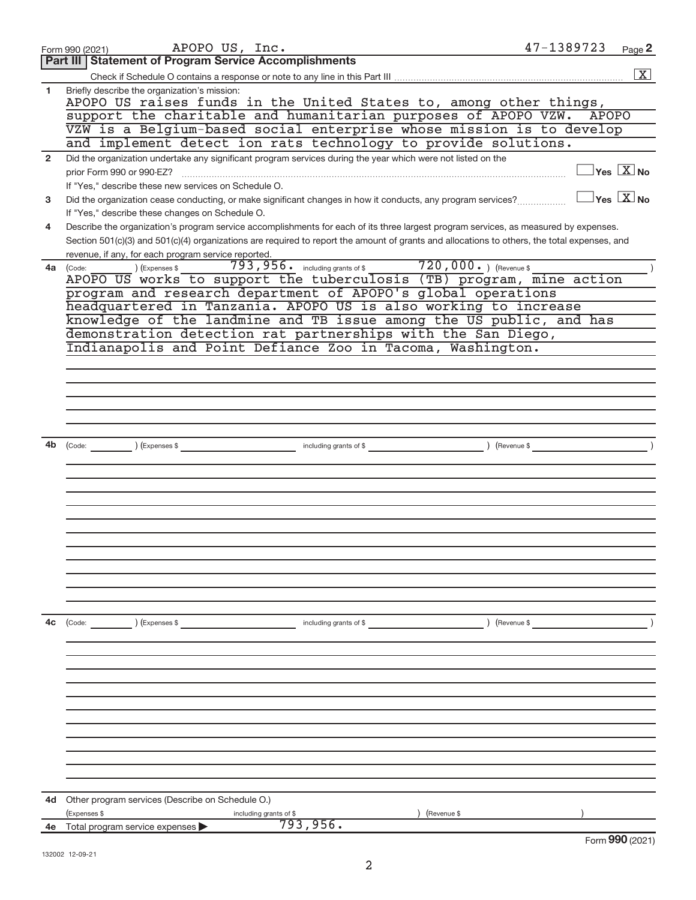Form 990 (2021) APOPO US, Inc. 47-1389723 Page **2**

## Part III Statement of Program Service Accomplishments

Check if Schedule O contains a response or note to any line in this Part III .......... [X]

**1** Briefly describe the organization's mission:

APOPO US raises funds in the United States to, among other things, support the charitable and humanitarian purposes of APOPO VZW. APOPO VZW is a Belgium-based social enterprise whose mission is to develop and implement detect ion rats technology to provide solutions.

**2** Did the organization undertake any significant program services during the year which were not listed on the prior Form 990 or 990-EZ? .......... [ ] Yes [X] No

If "Yes," describe these new services on Schedule O.

**3** Did the organization cease conducting, or make significant changes in how it conducts, any program services? .......... [ ] Yes [X] No

If "Yes," describe these changes on Schedule O.

**4** Describe the organization's program service accomplishments for each of its three largest program services, as measured by expenses. Section 501(c)(3) and 501(c)(4) organizations are required to report the amount of grants and allocations to others, the total expenses, and revenue, if any, for each program service reported.

**4a** (Code: ) (Expenses $ 793,956. including grants of $ 720,000. ) (Revenue $ )

APOPO US works to support the tuberculosis (TB) program, mine action program and research department of APOPO's global operations headquartered in Tanzania. APOPO US is also working to increase knowledge of the landmine and TB issue among the US public, and has demonstration detection rat partnerships with the San Diego, Indianapolis and Point Defiance Zoo in Tacoma, Washington.

**4b** (Code: ) (Expenses $ including grants of $ ) (Revenue $ )

**4c** (Code: ) (Expenses $ including grants of $ ) (Revenue $ )

**4d** Other program services (Describe on Schedule O.)

(Expenses $ including grants of $ ) (Revenue $ )

**4e** Total program service expenses ▶ 793,956.

Form **990** (2021)

132002 12-09-21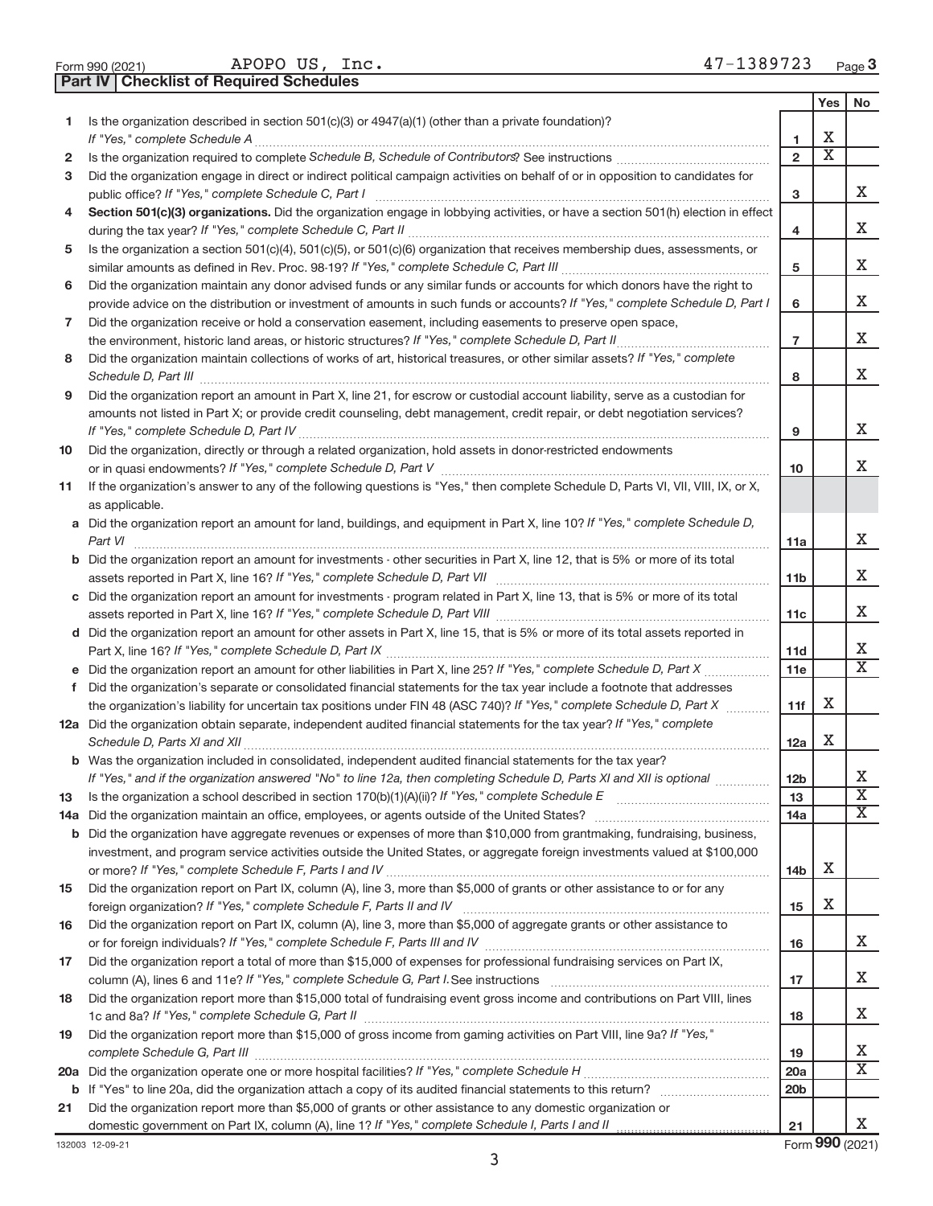Form 990 (2021) APOPO US, Inc. 47-1389723 Page 3

**Part IV | Checklist of Required Schedules**

| | | | Yes | No |
|---|---|---|---|---|
| 1 | Is the organization described in section 501(c)(3) or 4947(a)(1) (other than a private foundation)? *If "Yes," complete Schedule A* | 1 | X | |
| 2 | Is the organization required to complete *Schedule B, Schedule of Contributors*? See instructions | 2 | X | |
| 3 | Did the organization engage in direct or indirect political campaign activities on behalf of or in opposition to candidates for public office? *If "Yes," complete Schedule C, Part I* | 3 | | X |
| 4 | **Section 501(c)(3) organizations.** Did the organization engage in lobbying activities, or have a section 501(h) election in effect during the tax year? *If "Yes," complete Schedule C, Part II* | 4 | | X |
| 5 | Is the organization a section 501(c)(4), 501(c)(5), or 501(c)(6) organization that receives membership dues, assessments, or similar amounts as defined in Rev. Proc. 98-19? *If "Yes," complete Schedule C, Part III* | 5 | | X |
| 6 | Did the organization maintain any donor advised funds or any similar funds or accounts for which donors have the right to provide advice on the distribution or investment of amounts in such funds or accounts? *If "Yes," complete Schedule D, Part I* | 6 | | X |
| 7 | Did the organization receive or hold a conservation easement, including easements to preserve open space, the environment, historic land areas, or historic structures? *If "Yes," complete Schedule D, Part II* | 7 | | X |
| 8 | Did the organization maintain collections of works of art, historical treasures, or other similar assets? *If "Yes," complete Schedule D, Part III* | 8 | | X |
| 9 | Did the organization report an amount in Part X, line 21, for escrow or custodial account liability, serve as a custodian for amounts not listed in Part X; or provide credit counseling, debt management, credit repair, or debt negotiation services? *If "Yes," complete Schedule D, Part IV* | 9 | | X |
| 10 | Did the organization, directly or through a related organization, hold assets in donor-restricted endowments or in quasi endowments? *If "Yes," complete Schedule D, Part V* | 10 | | X |
| 11 | If the organization's answer to any of the following questions is "Yes," then complete Schedule D, Parts VI, VII, VIII, IX, or X, as applicable. | | | |
| a | Did the organization report an amount for land, buildings, and equipment in Part X, line 10? *If "Yes," complete Schedule D, Part VI* | 11a | | X |
| b | Did the organization report an amount for investments - other securities in Part X, line 12, that is 5% or more of its total assets reported in Part X, line 16? *If "Yes," complete Schedule D, Part VII* | 11b | | X |
| c | Did the organization report an amount for investments - program related in Part X, line 13, that is 5% or more of its total assets reported in Part X, line 16? *If "Yes," complete Schedule D, Part VIII* | 11c | | X |
| d | Did the organization report an amount for other assets in Part X, line 15, that is 5% or more of its total assets reported in Part X, line 16? *If "Yes," complete Schedule D, Part IX* | 11d | | X |
| e | Did the organization report an amount for other liabilities in Part X, line 25? *If "Yes," complete Schedule D, Part X* | 11e | | X |
| f | Did the organization's separate or consolidated financial statements for the tax year include a footnote that addresses the organization's liability for uncertain tax positions under FIN 48 (ASC 740)? *If "Yes," complete Schedule D, Part X* | 11f | X | |
| 12a | Did the organization obtain separate, independent audited financial statements for the tax year? *If "Yes," complete Schedule D, Parts XI and XII* | 12a | X | |
| b | Was the organization included in consolidated, independent audited financial statements for the tax year? *If "Yes," and if the organization answered "No" to line 12a, then completing Schedule D, Parts XI and XII is optional* | 12b | | X |
| 13 | Is the organization a school described in section 170(b)(1)(A)(ii)? *If "Yes," complete Schedule E* | 13 | | X |
| 14a | Did the organization maintain an office, employees, or agents outside of the United States? | 14a | | X |
| b | Did the organization have aggregate revenues or expenses of more than $10,000 from grantmaking, fundraising, business, investment, and program service activities outside the United States, or aggregate foreign investments valued at $100,000 or more? *If "Yes," complete Schedule F, Parts I and IV* | 14b | X | |
| 15 | Did the organization report on Part IX, column (A), line 3, more than $5,000 of grants or other assistance to or for any foreign organization? *If "Yes," complete Schedule F, Parts II and IV* | 15 | X | |
| 16 | Did the organization report on Part IX, column (A), line 3, more than $5,000 of aggregate grants or other assistance to or for foreign individuals? *If "Yes," complete Schedule F, Parts III and IV* | 16 | | X |
| 17 | Did the organization report a total of more than $15,000 of expenses for professional fundraising services on Part IX, column (A), lines 6 and 11e? *If "Yes," complete Schedule G, Part I.* See instructions | 17 | | X |
| 18 | Did the organization report more than $15,000 total of fundraising event gross income and contributions on Part VIII, lines 1c and 8a? *If "Yes," complete Schedule G, Part II* | 18 | | X |
| 19 | Did the organization report more than $15,000 of gross income from gaming activities on Part VIII, line 9a? *If "Yes," complete Schedule G, Part III* | 19 | | X |
| 20a | Did the organization operate one or more hospital facilities? *If "Yes," complete Schedule H* | 20a | | X |
| b | If "Yes" to line 20a, did the organization attach a copy of its audited financial statements to this return? | 20b | | |
| 21 | Did the organization report more than $5,000 of grants or other assistance to any domestic organization or domestic government on Part IX, column (A), line 1? *If "Yes," complete Schedule I, Parts I and II* | 21 | | X |

132003 12-09-21 Form **990** (2021)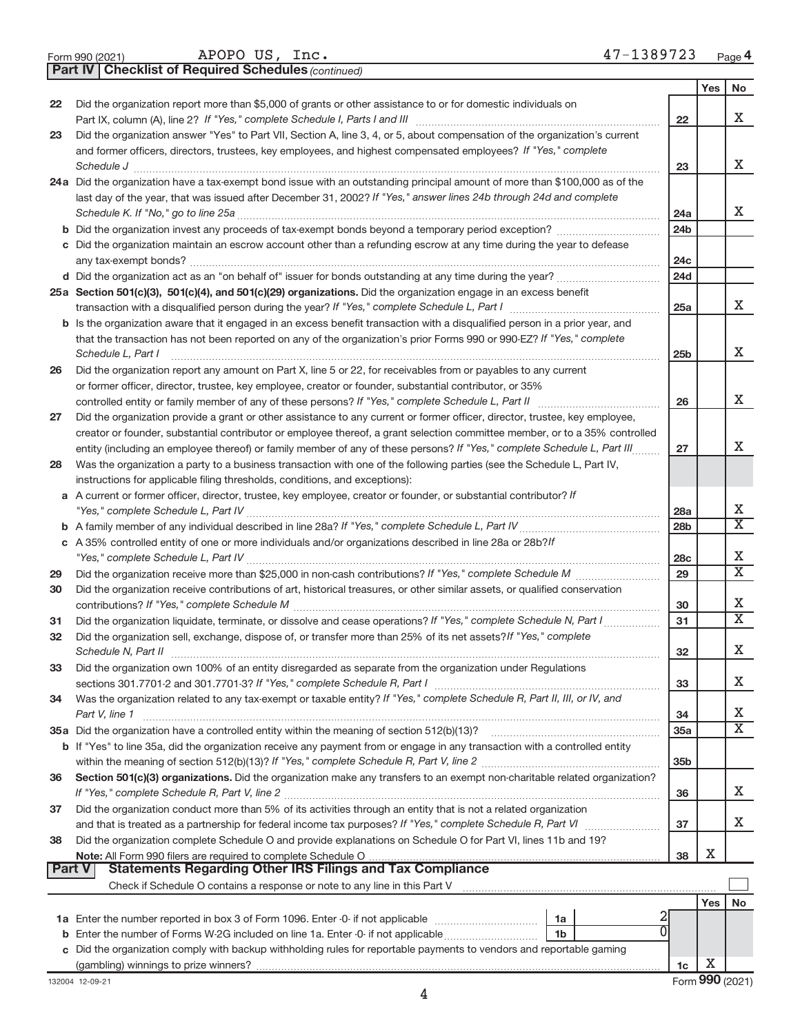Form 990 (2021) APOPO US, Inc. 47-1389723 Page 4

**Part IV | Checklist of Required Schedules** *(continued)*

| | | | Yes | No |
|---|---|---|---|---|
| 22 | Did the organization report more than $5,000 of grants or other assistance to or for domestic individuals on Part IX, column (A), line 2? *If "Yes," complete Schedule I, Parts I and III* | 22 | | X |
| 23 | Did the organization answer "Yes" to Part VII, Section A, line 3, 4, or 5, about compensation of the organization's current and former officers, directors, trustees, key employees, and highest compensated employees? *If "Yes," complete Schedule J* | 23 | | X |
| 24a | Did the organization have a tax-exempt bond issue with an outstanding principal amount of more than $100,000 as of the last day of the year, that was issued after December 31, 2002? *If "Yes," answer lines 24b through 24d and complete Schedule K. If "No," go to line 25a* | 24a | | X |
| b | Did the organization invest any proceeds of tax-exempt bonds beyond a temporary period exception? | 24b | | |
| c | Did the organization maintain an escrow account other than a refunding escrow at any time during the year to defease any tax-exempt bonds? | 24c | | |
| d | Did the organization act as an "on behalf of" issuer for bonds outstanding at any time during the year? | 24d | | |
| 25a | **Section 501(c)(3), 501(c)(4), and 501(c)(29) organizations.** Did the organization engage in an excess benefit transaction with a disqualified person during the year? *If "Yes," complete Schedule L, Part I* | 25a | | X |
| b | Is the organization aware that it engaged in an excess benefit transaction with a disqualified person in a prior year, and that the transaction has not been reported on any of the organization's prior Forms 990 or 990-EZ? *If "Yes," complete Schedule L, Part I* | 25b | | X |
| 26 | Did the organization report any amount on Part X, line 5 or 22, for receivables from or payables to any current or former officer, director, trustee, key employee, creator or founder, substantial contributor, or 35% controlled entity or family member of any of these persons? *If "Yes," complete Schedule L, Part II* | 26 | | X |
| 27 | Did the organization provide a grant or other assistance to any current or former officer, director, trustee, key employee, creator or founder, substantial contributor or employee thereof, a grant selection committee member, or to a 35% controlled entity (including an employee thereof) or family member of any of these persons? *If "Yes," complete Schedule L, Part III* | 27 | | X |
| 28 | Was the organization a party to a business transaction with one of the following parties (see the Schedule L, Part IV, instructions for applicable filing thresholds, conditions, and exceptions): | | | |
| a | A current or former officer, director, trustee, key employee, creator or founder, or substantial contributor? *If "Yes," complete Schedule L, Part IV* | 28a | | X |
| b | A family member of any individual described in line 28a? *If "Yes," complete Schedule L, Part IV* | 28b | | X |
| c | A 35% controlled entity of one or more individuals and/or organizations described in line 28a or 28b? *If "Yes," complete Schedule L, Part IV* | 28c | | X |
| 29 | Did the organization receive more than $25,000 in non-cash contributions? *If "Yes," complete Schedule M* | 29 | | X |
| 30 | Did the organization receive contributions of art, historical treasures, or other similar assets, or qualified conservation contributions? *If "Yes," complete Schedule M* | 30 | | X |
| 31 | Did the organization liquidate, terminate, or dissolve and cease operations? *If "Yes," complete Schedule N, Part I* | 31 | | X |
| 32 | Did the organization sell, exchange, dispose of, or transfer more than 25% of its net assets? *If "Yes," complete Schedule N, Part II* | 32 | | X |
| 33 | Did the organization own 100% of an entity disregarded as separate from the organization under Regulations sections 301.7701-2 and 301.7701-3? *If "Yes," complete Schedule R, Part I* | 33 | | X |
| 34 | Was the organization related to any tax-exempt or taxable entity? *If "Yes," complete Schedule R, Part II, III, or IV, and Part V, line 1* | 34 | | X |
| 35a | Did the organization have a controlled entity within the meaning of section 512(b)(13)? | 35a | | X |
| b | If "Yes" to line 35a, did the organization receive any payment from or engage in any transaction with a controlled entity within the meaning of section 512(b)(13)? *If "Yes," complete Schedule R, Part V, line 2* | 35b | | |
| 36 | **Section 501(c)(3) organizations.** Did the organization make any transfers to an exempt non-charitable related organization? *If "Yes," complete Schedule R, Part V, line 2* | 36 | | X |
| 37 | Did the organization conduct more than 5% of its activities through an entity that is not a related organization and that is treated as a partnership for federal income tax purposes? *If "Yes," complete Schedule R, Part VI* | 37 | | X |
| 38 | Did the organization complete Schedule O and provide explanations on Schedule O for Part VI, lines 11b and 19? **Note:** All Form 990 filers are required to complete Schedule O | 38 | X | |

**Part V | Statements Regarding Other IRS Filings and Tax Compliance**

Check if Schedule O contains a response or note to any line in this Part V ☐

| | | | | | Yes | No |
|---|---|---|---|---|---|---|
| 1a | Enter the number reported in box 3 of Form 1096. Enter -0- if not applicable | 1a | 2 | | | |
| b | Enter the number of Forms W-2G included on line 1a. Enter -0- if not applicable | 1b | 0 | | | |
| c | Did the organization comply with backup withholding rules for reportable payments to vendors and reportable gaming (gambling) winnings to prize winners? | | | 1c | X | |

132004 12-09-21 Form **990** (2021)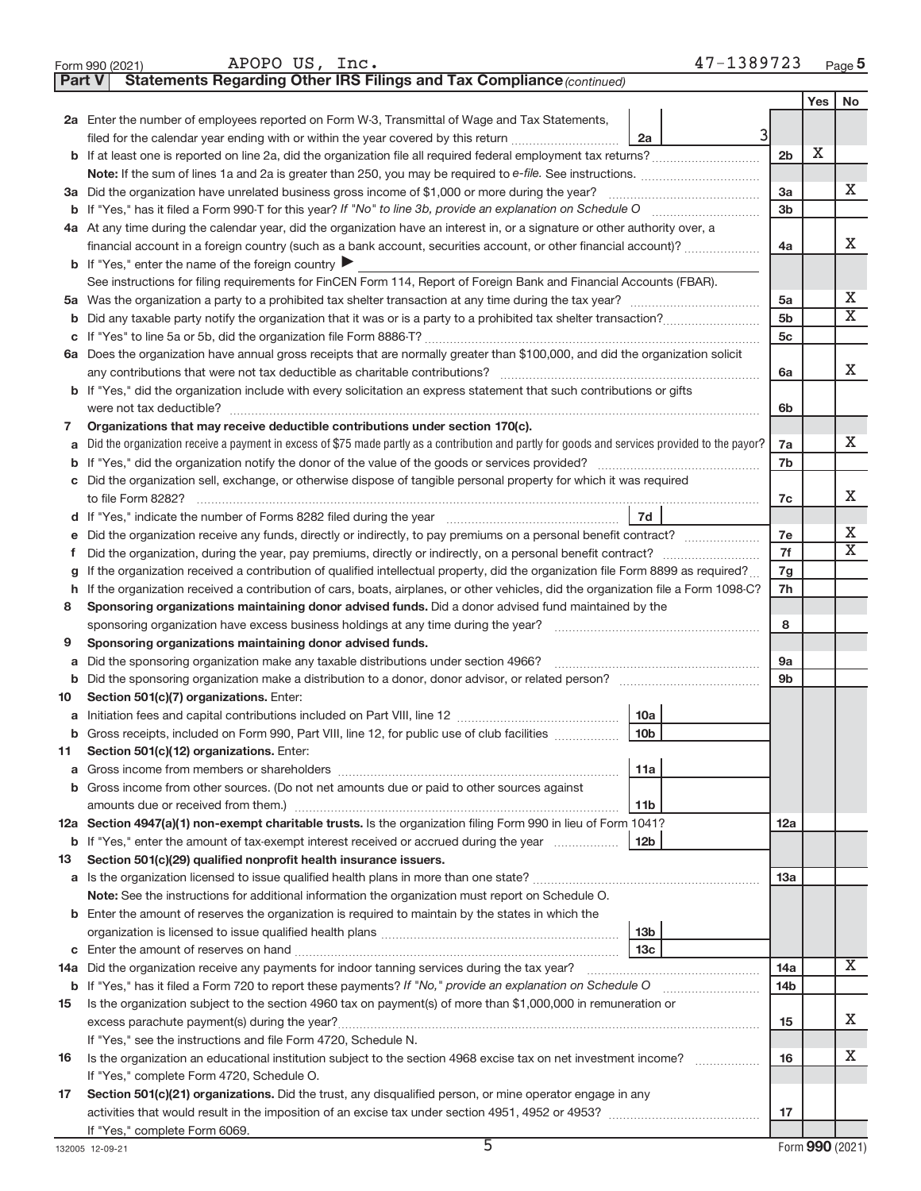Form 990 (2021) APOPO US, Inc. 47-1389723 Page 5

**Part V Statements Regarding Other IRS Filings and Tax Compliance** *(continued)*

| | | | | Yes | No |
|---|---|---|---|---|---|
| **2a** | Enter the number of employees reported on Form W-3, Transmittal of Wage and Tax Statements, filed for the calendar year ending with or within the year covered by this return | 2a 3 | | | |
| **b** | If at least one is reported on line 2a, did the organization file all required federal employment tax returns? | | 2b | X | |
| | **Note:** If the sum of lines 1a and 2a is greater than 250, you may be required to *e-file.* See instructions. | | | | |
| **3a** | Did the organization have unrelated business gross income of $1,000 or more during the year? | | 3a | | X |
| **b** | If "Yes," has it filed a Form 990-T for this year? *If "No" to line 3b, provide an explanation on Schedule O* | | 3b | | |
| **4a** | At any time during the calendar year, did the organization have an interest in, or a signature or other authority over, a financial account in a foreign country (such as a bank account, securities account, or other financial account)? | | 4a | | X |
| **b** | If "Yes," enter the name of the foreign country ▶ | | | | |
| | See instructions for filing requirements for FinCEN Form 114, Report of Foreign Bank and Financial Accounts (FBAR). | | | | |
| **5a** | Was the organization a party to a prohibited tax shelter transaction at any time during the tax year? | | 5a | | X |
| **b** | Did any taxable party notify the organization that it was or is a party to a prohibited tax shelter transaction? | | 5b | | X |
| **c** | If "Yes" to line 5a or 5b, did the organization file Form 8886-T? | | 5c | | |
| **6a** | Does the organization have annual gross receipts that are normally greater than $100,000, and did the organization solicit any contributions that were not tax deductible as charitable contributions? | | 6a | | X |
| **b** | If "Yes," did the organization include with every solicitation an express statement that such contributions or gifts were not tax deductible? | | 6b | | |
| **7** | **Organizations that may receive deductible contributions under section 170(c).** | | | | |
| **a** | Did the organization receive a payment in excess of $75 made partly as a contribution and partly for goods and services provided to the payor? | | 7a | | X |
| **b** | If "Yes," did the organization notify the donor of the value of the goods or services provided? | | 7b | | |
| **c** | Did the organization sell, exchange, or otherwise dispose of tangible personal property for which it was required to file Form 8282? | | 7c | | X |
| **d** | If "Yes," indicate the number of Forms 8282 filed during the year | 7d | | | |
| **e** | Did the organization receive any funds, directly or indirectly, to pay premiums on a personal benefit contract? | | 7e | | X |
| **f** | Did the organization, during the year, pay premiums, directly or indirectly, on a personal benefit contract? | | 7f | | X |
| **g** | If the organization received a contribution of qualified intellectual property, did the organization file Form 8899 as required? | | 7g | | |
| **h** | If the organization received a contribution of cars, boats, airplanes, or other vehicles, did the organization file a Form 1098-C? | | 7h | | |
| **8** | **Sponsoring organizations maintaining donor advised funds.** Did a donor advised fund maintained by the sponsoring organization have excess business holdings at any time during the year? | | 8 | | |
| **9** | **Sponsoring organizations maintaining donor advised funds.** | | | | |
| **a** | Did the sponsoring organization make any taxable distributions under section 4966? | | 9a | | |
| **b** | Did the sponsoring organization make a distribution to a donor, donor advisor, or related person? | | 9b | | |
| **10** | **Section 501(c)(7) organizations.** Enter: | | | | |
| **a** | Initiation fees and capital contributions included on Part VIII, line 12 | 10a | | | |
| **b** | Gross receipts, included on Form 990, Part VIII, line 12, for public use of club facilities | 10b | | | |
| **11** | **Section 501(c)(12) organizations.** Enter: | | | | |
| **a** | Gross income from members or shareholders | 11a | | | |
| **b** | Gross income from other sources. (Do not net amounts due or paid to other sources against amounts due or received from them.) | 11b | | | |
| **12a** | **Section 4947(a)(1) non-exempt charitable trusts.** Is the organization filing Form 990 in lieu of Form 1041? | | 12a | | |
| **b** | If "Yes," enter the amount of tax-exempt interest received or accrued during the year | 12b | | | |
| **13** | **Section 501(c)(29) qualified nonprofit health insurance issuers.** | | | | |
| **a** | Is the organization licensed to issue qualified health plans in more than one state? | | 13a | | |
| | **Note:** See the instructions for additional information the organization must report on Schedule O. | | | | |
| **b** | Enter the amount of reserves the organization is required to maintain by the states in which the organization is licensed to issue qualified health plans | 13b | | | |
| **c** | Enter the amount of reserves on hand | 13c | | | |
| **14a** | Did the organization receive any payments for indoor tanning services during the tax year? | | 14a | | X |
| **b** | If "Yes," has it filed a Form 720 to report these payments? *If "No," provide an explanation on Schedule O* | | 14b | | |
| **15** | Is the organization subject to the section 4960 tax on payment(s) of more than $1,000,000 in remuneration or excess parachute payment(s) during the year? | | 15 | | X |
| | If "Yes," see the instructions and file Form 4720, Schedule N. | | | | |
| **16** | Is the organization an educational institution subject to the section 4968 excise tax on net investment income? | | 16 | | X |
| | If "Yes," complete Form 4720, Schedule O. | | | | |
| **17** | **Section 501(c)(21) organizations.** Did the trust, any disqualified person, or mine operator engage in any activities that would result in the imposition of an excise tax under section 4951, 4952 or 4953? | | 17 | | |
| | If "Yes," complete Form 6069. | | | | |

132005 12-09-21 Form **990** (2021)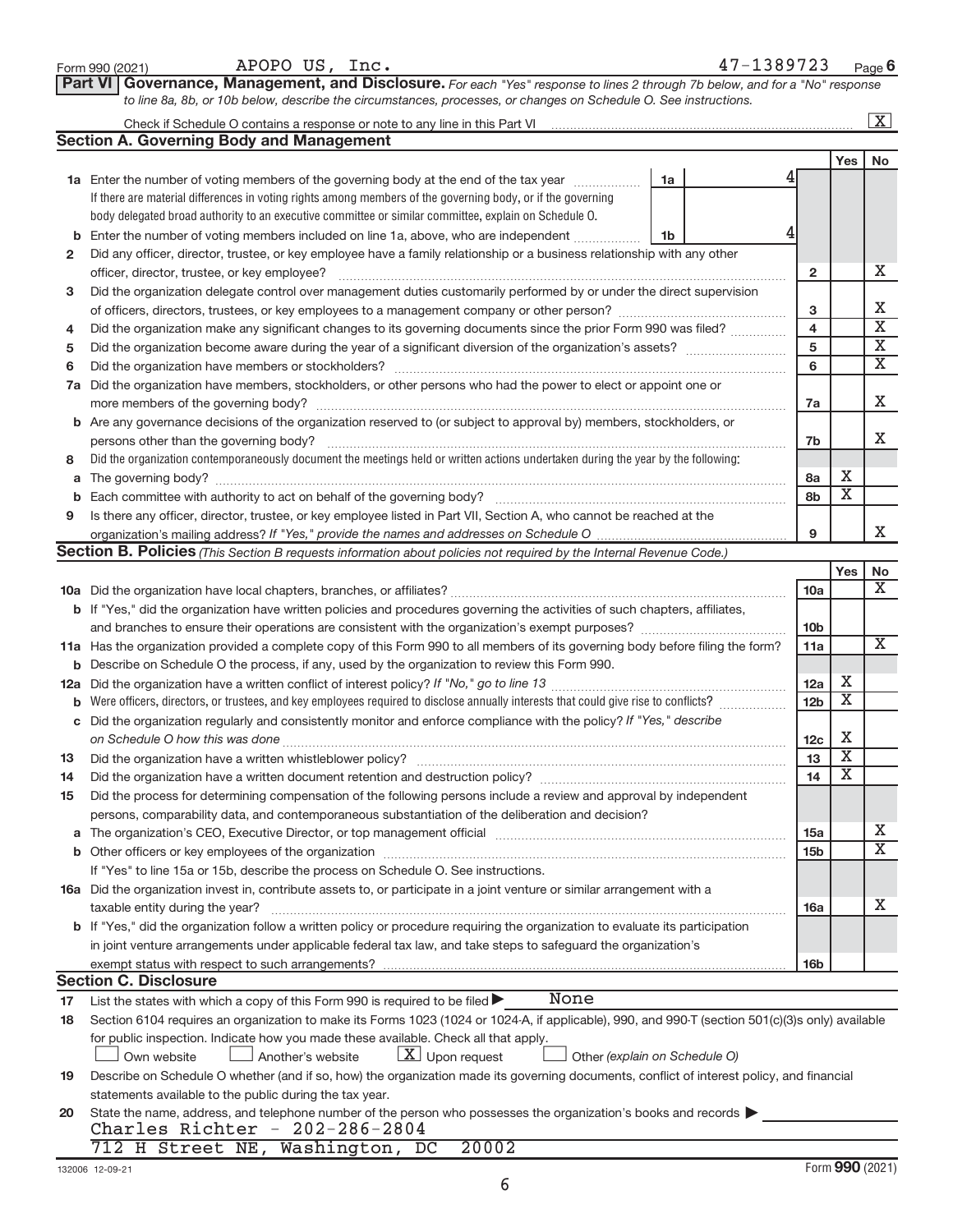Form 990 (2021) APOPO US, Inc. 47-1389723 Page 6

## Part VI Governance, Management, and Disclosure.

*For each "Yes" response to lines 2 through 7b below, and for a "No" response to line 8a, 8b, or 10b below, describe the circumstances, processes, or changes on Schedule O. See instructions.*

Check if Schedule O contains a response or note to any line in this Part VI [X]

### Section A. Governing Body and Management

| | | | | Yes | No |
|---|---|---|---|---|---|
| **1a** | Enter the number of voting members of the governing body at the end of the tax year | 1a | 4 | | |
| | If there are material differences in voting rights among members of the governing body, or if the governing body delegated broad authority to an executive committee or similar committee, explain on Schedule O. | | | | |
| **b** | Enter the number of voting members included on line 1a, above, who are independent | 1b | 4 | | |
| **2** | Did any officer, director, trustee, or key employee have a family relationship or a business relationship with any other officer, director, trustee, or key employee? | 2 | | | X |
| **3** | Did the organization delegate control over management duties customarily performed by or under the direct supervision of officers, directors, trustees, or key employees to a management company or other person? | 3 | | | X |
| **4** | Did the organization make any significant changes to its governing documents since the prior Form 990 was filed? | 4 | | | X |
| **5** | Did the organization become aware during the year of a significant diversion of the organization's assets? | 5 | | | X |
| **6** | Did the organization have members or stockholders? | 6 | | | X |
| **7a** | Did the organization have members, stockholders, or other persons who had the power to elect or appoint one or more members of the governing body? | 7a | | | X |
| **b** | Are any governance decisions of the organization reserved to (or subject to approval by) members, stockholders, or persons other than the governing body? | 7b | | | X |
| **8** | Did the organization contemporaneously document the meetings held or written actions undertaken during the year by the following: | | | | |
| **a** | The governing body? | 8a | | X | |
| **b** | Each committee with authority to act on behalf of the governing body? | 8b | | X | |
| **9** | Is there any officer, director, trustee, or key employee listed in Part VII, Section A, who cannot be reached at the organization's mailing address? *If "Yes," provide the names and addresses on Schedule O* | 9 | | | X |

### Section B. Policies *(This Section B requests information about policies not required by the Internal Revenue Code.)*

| | | | Yes | No |
|---|---|---|---|---|
| **10a** | Did the organization have local chapters, branches, or affiliates? | 10a | | X |
| **b** | If "Yes," did the organization have written policies and procedures governing the activities of such chapters, affiliates, and branches to ensure their operations are consistent with the organization's exempt purposes? | 10b | | |
| **11a** | Has the organization provided a complete copy of this Form 990 to all members of its governing body before filing the form? | 11a | | X |
| **b** | Describe on Schedule O the process, if any, used by the organization to review this Form 990. | | | |
| **12a** | Did the organization have a written conflict of interest policy? *If "No," go to line 13* | 12a | X | |
| **b** | Were officers, directors, or trustees, and key employees required to disclose annually interests that could give rise to conflicts? | 12b | X | |
| **c** | Did the organization regularly and consistently monitor and enforce compliance with the policy? *If "Yes," describe on Schedule O how this was done* | 12c | X | |
| **13** | Did the organization have a written whistleblower policy? | 13 | X | |
| **14** | Did the organization have a written document retention and destruction policy? | 14 | X | |
| **15** | Did the process for determining compensation of the following persons include a review and approval by independent persons, comparability data, and contemporaneous substantiation of the deliberation and decision? | | | |
| **a** | The organization's CEO, Executive Director, or top management official | 15a | | X |
| **b** | Other officers or key employees of the organization | 15b | | X |
| | If "Yes" to line 15a or 15b, describe the process on Schedule O. See instructions. | | | |
| **16a** | Did the organization invest in, contribute assets to, or participate in a joint venture or similar arrangement with a taxable entity during the year? | 16a | | X |
| **b** | If "Yes," did the organization follow a written policy or procedure requiring the organization to evaluate its participation in joint venture arrangements under applicable federal tax law, and take steps to safeguard the organization's exempt status with respect to such arrangements? | 16b | | |

### Section C. Disclosure

**17** List the states with which a copy of this Form 990 is required to be filed ▶ None

**18** Section 6104 requires an organization to make its Forms 1023 (1024 or 1024-A, if applicable), 990, and 990-T (section 501(c)(3)s only) available for public inspection. Indicate how you made these available. Check all that apply.

[ ] Own website [ ] Another's website [X] Upon request [ ] Other *(explain on Schedule O)*

**19** Describe on Schedule O whether (and if so, how) the organization made its governing documents, conflict of interest policy, and financial statements available to the public during the tax year.

**20** State the name, address, and telephone number of the person who possesses the organization's books and records ▶

Charles Richter - 202-286-2804
712 H Street NE, Washington, DC 20002

132006 12-09-21 Form **990** (2021)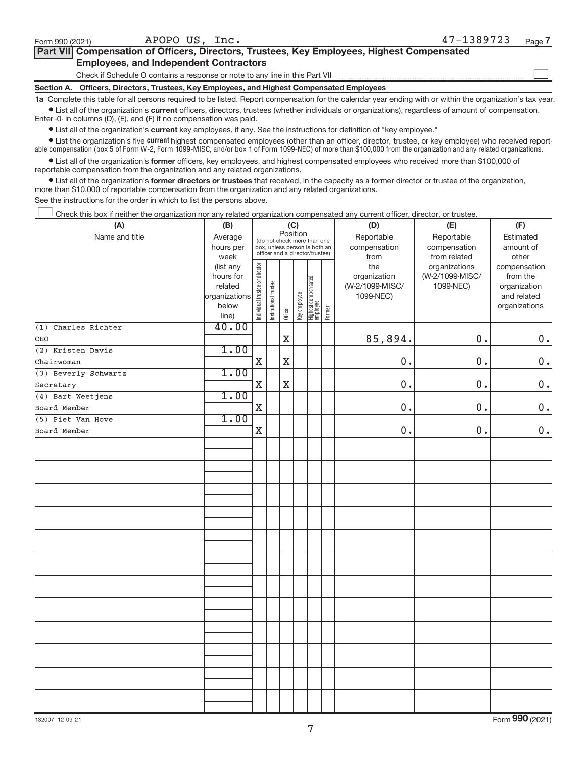Form 990 (2021) APOPO US, Inc. 47-1389723 Page 7

## Part VII Compensation of Officers, Directors, Trustees, Key Employees, Highest Compensated Employees, and Independent Contractors

Check if Schedule O contains a response or note to any line in this Part VII

### Section A. Officers, Directors, Trustees, Key Employees, and Highest Compensated Employees

**1a** Complete this table for all persons required to be listed. Report compensation for the calendar year ending with or within the organization's tax year.

- List all of the organization's **current** officers, directors, trustees (whether individuals or organizations), regardless of amount of compensation. Enter -0- in columns (D), (E), and (F) if no compensation was paid.
- List all of the organization's **current** key employees, if any. See the instructions for definition of "key employee."
- List the organization's five **current** highest compensated employees (other than an officer, director, trustee, or key employee) who received reportable compensation (box 5 of Form W-2, Form 1099-MISC, and/or box 1 of Form 1099-NEC) of more than $100,000 from the organization and any related organizations.
- List all of the organization's **former** officers, key employees, and highest compensated employees who received more than $100,000 of reportable compensation from the organization and any related organizations.
- List all of the organization's **former directors or trustees** that received, in the capacity as a former director or trustee of the organization, more than $10,000 of reportable compensation from the organization and any related organizations.

See the instructions for the order in which to list the persons above.

Check this box if neither the organization nor any related organization compensated any current officer, director, or trustee.

| (A) Name and title | (B) Average hours per week (list any hours for related organizations below line) | (C) Position: Individual trustee or director | Institutional trustee | Officer | Key employee | Highest compensated employee | Former | (D) Reportable compensation from the organization (W-2/1099-MISC/1099-NEC) | (E) Reportable compensation from related organizations (W-2/1099-MISC/1099-NEC) | (F) Estimated amount of other compensation from the organization and related organizations |
|---|---|---|---|---|---|---|---|---|---|---|
| (1) Charles Richter<br>CEO | 40.00 | | | X | | | | 85,894. | 0. | 0. |
| (2) Kristen Davis<br>Chairwoman | 1.00 | X | | X | | | | 0. | 0. | 0. |
| (3) Beverly Schwartz<br>Secretary | 1.00 | X | | X | | | | 0. | 0. | 0. |
| (4) Bart Weetjens<br>Board Member | 1.00 | X | | | | | | 0. | 0. | 0. |
| (5) Piet Van Hove<br>Board Member | 1.00 | X | | | | | | 0. | 0. | 0. |

132007 12-09-21 Form **990** (2021)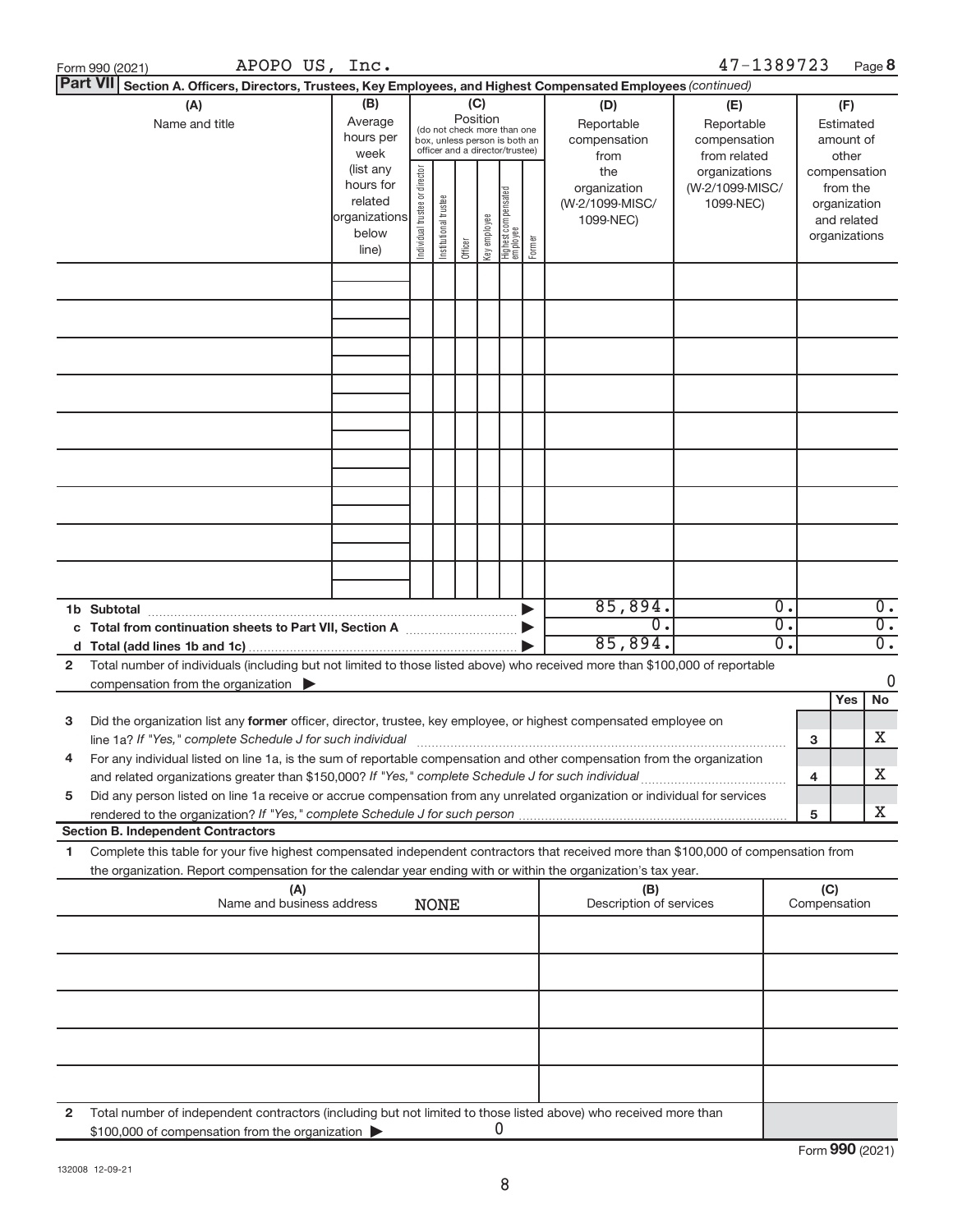Form 990 (2021) APOPO US, Inc. 47-1389723 Page 8

**Part VII Section A. Officers, Directors, Trustees, Key Employees, and Highest Compensated Employees** *(continued)*

| (A) Name and title | (B) Average hours per week (list any hours for related organizations below line) | (C) Position (do not check more than one box, unless person is both an officer and a director/trustee): Individual trustee or director | Institutional trustee | Officer | Key employee | Highest compensated employee | Former | (D) Reportable compensation from the organization (W-2/1099-MISC/ 1099-NEC) | (E) Reportable compensation from related organizations (W-2/1099-MISC/ 1099-NEC) | (F) Estimated amount of other compensation from the organization and related organizations |
|---|---|---|---|---|---|---|---|---|---|---|
| | | | | | | | | | | |
| | | | | | | | | | | |
| | | | | | | | | | | |
| | | | | | | | | | | |
| | | | | | | | | | | |
| | | | | | | | | | | |
| | | | | | | | | | | |
| | | | | | | | | | | |
| | | | | | | | | | | |
| **1b Subtotal** | | | | | | | ▶ | 85,894. | 0. | 0. |
| **c Total from continuation sheets to Part VII, Section A** | | | | | | | ▶ | 0. | 0. | 0. |
| **d Total (add lines 1b and 1c)** | | | | | | | ▶ | 85,894. | 0. | 0. |

**2** Total number of individuals (including but not limited to those listed above) who received more than $100,000 of reportable compensation from the organization ▶ 0

| | | | Yes | No |
|---|---|---|---|---|
| **3** | Did the organization list any **former** officer, director, trustee, key employee, or highest compensated employee on line 1a? *If "Yes," complete Schedule J for such individual* | 3 | | X |
| **4** | For any individual listed on line 1a, is the sum of reportable compensation and other compensation from the organization and related organizations greater than $150,000? *If "Yes," complete Schedule J for such individual* | 4 | | X |
| **5** | Did any person listed on line 1a receive or accrue compensation from any unrelated organization or individual for services rendered to the organization? *If "Yes," complete Schedule J for such person* | 5 | | X |

**Section B. Independent Contractors**

**1** Complete this table for your five highest compensated independent contractors that received more than $100,000 of compensation from the organization. Report compensation for the calendar year ending with or within the organization's tax year.

| (A) Name and business address | (B) Description of services | (C) Compensation |
|---|---|---|
| NONE | | |
| | | |
| | | |
| | | |
| | | |

**2** Total number of independent contractors (including but not limited to those listed above) who received more than $100,000 of compensation from the organization ▶ 0

Form **990** (2021)

132008 12-09-21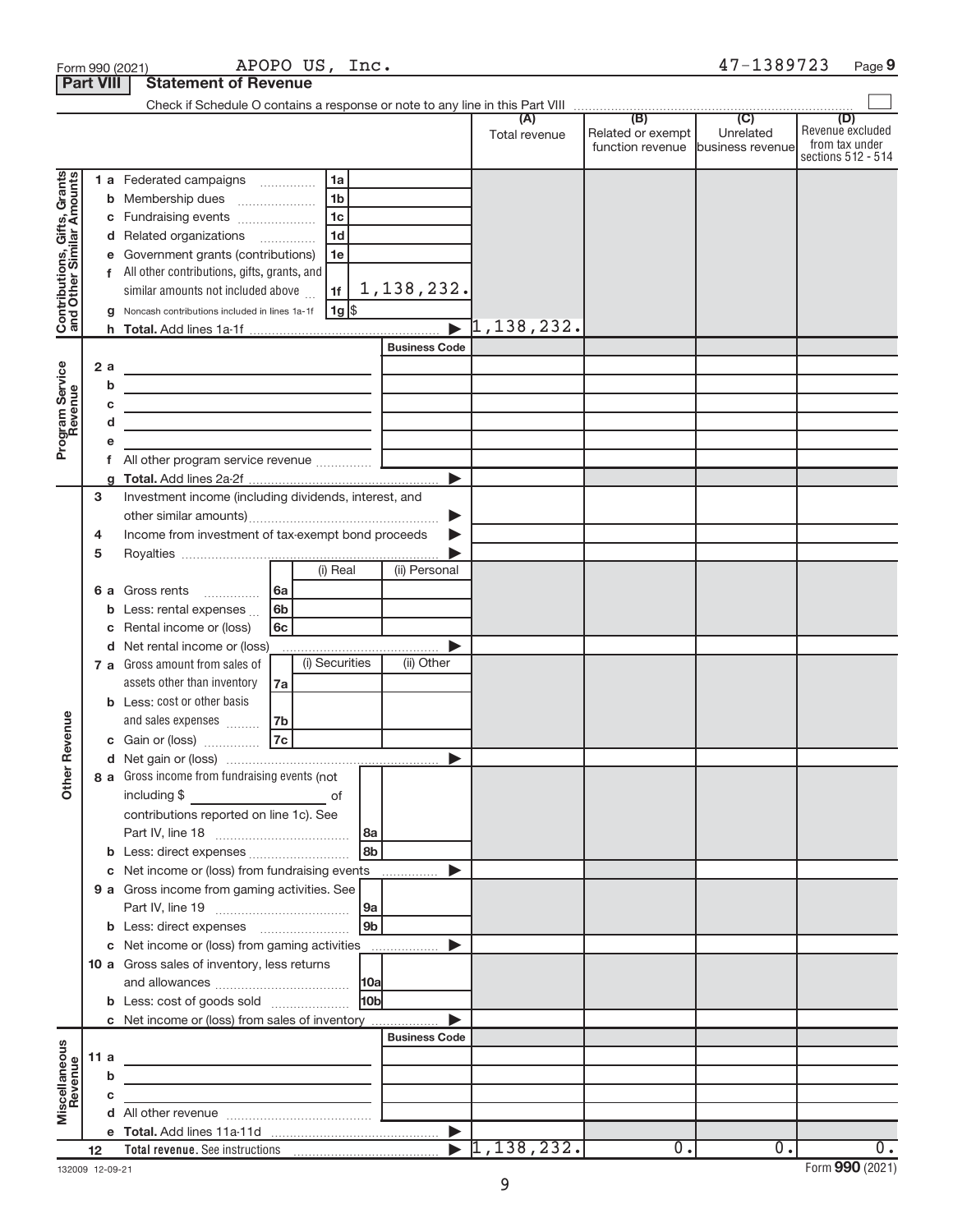Form 990 (2021) APOPO US, Inc. 47-1389723 Page 9

## Part VIII Statement of Revenue

Check if Schedule O contains a response or note to any line in this Part VIII

| | | | | | (A) Total revenue | (B) Related or exempt function revenue | (C) Unrelated business revenue | (D) Revenue excluded from tax under sections 512 - 514 |
|---|---|---|---|---|---|---|---|---|
| **Contributions, Gifts, Grants and Other Similar Amounts** | 1 a | Federated campaigns | 1a | | | | | |
| | b | Membership dues | 1b | | | | | |
| | c | Fundraising events | 1c | | | | | |
| | d | Related organizations | 1d | | | | | |
| | e | Government grants (contributions) | 1e | | | | | |
| | f | All other contributions, gifts, grants, and similar amounts not included above | 1f | 1,138,232. | | | | |
| | g | Noncash contributions included in lines 1a-1f | 1g | $ | | | | |
| | h | **Total.** Add lines 1a-1f | | ▶ | 1,138,232. | | | |
| **Program Service Revenue** | | | | Business Code | | | | |
| | 2 a | | | | | | | |
| | b | | | | | | | |
| | c | | | | | | | |
| | d | | | | | | | |
| | e | | | | | | | |
| | f | All other program service revenue | | | | | | |
| | g | **Total.** Add lines 2a-2f | | ▶ | | | | |
| **Other Revenue** | 3 | Investment income (including dividends, interest, and other similar amounts) | | ▶ | | | | |
| | 4 | Income from investment of tax-exempt bond proceeds | | ▶ | | | | |
| | 5 | Royalties | | ▶ | | | | |
| | | | (i) Real | (ii) Personal | | | | |
| | 6 a | Gross rents | 6a | | | | | |
| | b | Less: rental expenses | 6b | | | | | |
| | c | Rental income or (loss) | 6c | | | | | |
| | d | Net rental income or (loss) | | ▶ | | | | |
| | | | (i) Securities | (ii) Other | | | | |
| | 7 a | Gross amount from sales of assets other than inventory | 7a | | | | | |
| | b | Less: cost or other basis and sales expenses | 7b | | | | | |
| | c | Gain or (loss) | 7c | | | | | |
| | d | Net gain or (loss) | | ▶ | | | | |
| | 8 a | Gross income from fundraising events (not including $ ______ of contributions reported on line 1c). See Part IV, line 18 | 8a | | | | | |
| | b | Less: direct expenses | 8b | | | | | |
| | c | Net income or (loss) from fundraising events | | ▶ | | | | |
| | 9 a | Gross income from gaming activities. See Part IV, line 19 | 9a | | | | | |
| | b | Less: direct expenses | 9b | | | | | |
| | c | Net income or (loss) from gaming activities | | ▶ | | | | |
| | 10 a | Gross sales of inventory, less returns and allowances | 10a | | | | | |
| | b | Less: cost of goods sold | 10b | | | | | |
| | c | Net income or (loss) from sales of inventory | | ▶ | | | | |
| **Miscellaneous Revenue** | | | | Business Code | | | | |
| | 11 a | | | | | | | |
| | b | | | | | | | |
| | c | | | | | | | |
| | d | All other revenue | | | | | | |
| | e | **Total.** Add lines 11a-11d | | ▶ | | | | |
| | 12 | **Total revenue.** See instructions | | ▶ | 1,138,232. | 0. | 0. | 0. |

132009 12-09-21

Form **990** (2021)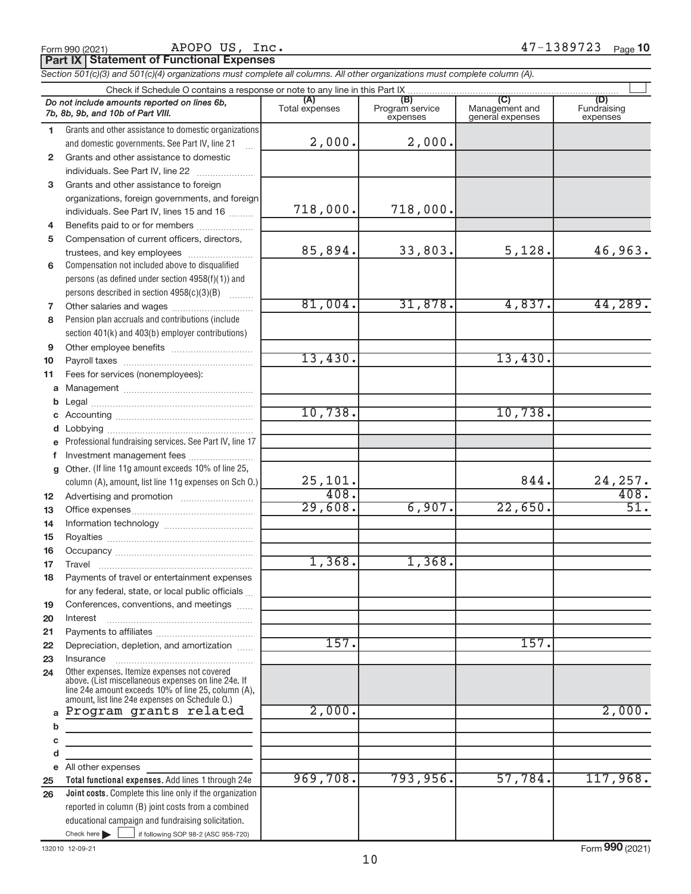Form 990 (2021) APOPO US, Inc. 47-1389723 Page **10**

## Part IX Statement of Functional Expenses

*Section 501(c)(3) and 501(c)(4) organizations must complete all columns. All other organizations must complete column (A).*

Check if Schedule O contains a response or note to any line in this Part IX ☐

| *Do not include amounts reported on lines 6b, 7b, 8b, 9b, and 10b of Part VIII.* | (A) Total expenses | (B) Program service expenses | (C) Management and general expenses | (D) Fundraising expenses |
|---|---|---|---|---|
| 1 Grants and other assistance to domestic organizations and domestic governments. See Part IV, line 21 | 2,000. | 2,000. | | |
| 2 Grants and other assistance to domestic individuals. See Part IV, line 22 | | | | |
| 3 Grants and other assistance to foreign organizations, foreign governments, and foreign individuals. See Part IV, lines 15 and 16 | 718,000. | 718,000. | | |
| 4 Benefits paid to or for members | | | | |
| 5 Compensation of current officers, directors, trustees, and key employees | 85,894. | 33,803. | 5,128. | 46,963. |
| 6 Compensation not included above to disqualified persons (as defined under section 4958(f)(1)) and persons described in section 4958(c)(3)(B) | | | | |
| 7 Other salaries and wages | 81,004. | 31,878. | 4,837. | 44,289. |
| 8 Pension plan accruals and contributions (include section 401(k) and 403(b) employer contributions) | | | | |
| 9 Other employee benefits | | | | |
| 10 Payroll taxes | 13,430. | | 13,430. | |
| 11 Fees for services (nonemployees): | | | | |
| a Management | | | | |
| b Legal | | | | |
| c Accounting | 10,738. | | 10,738. | |
| d Lobbying | | | | |
| e Professional fundraising services. See Part IV, line 17 | | | | |
| f Investment management fees | | | | |
| g Other. (If line 11g amount exceeds 10% of line 25, column (A), amount, list line 11g expenses on Sch O.) | 25,101. | | 844. | 24,257. |
| 12 Advertising and promotion | 408. | | | 408. |
| 13 Office expenses | 29,608. | 6,907. | 22,650. | 51. |
| 14 Information technology | | | | |
| 15 Royalties | | | | |
| 16 Occupancy | | | | |
| 17 Travel | 1,368. | 1,368. | | |
| 18 Payments of travel or entertainment expenses for any federal, state, or local public officials | | | | |
| 19 Conferences, conventions, and meetings | | | | |
| 20 Interest | | | | |
| 21 Payments to affiliates | | | | |
| 22 Depreciation, depletion, and amortization | 157. | | 157. | |
| 23 Insurance | | | | |
| 24 Other expenses. Itemize expenses not covered above. (List miscellaneous expenses on line 24e. If line 24e amount exceeds 10% of line 25, column (A), amount, list line 24e expenses on Schedule O.) | | | | |
| a Program grants related | 2,000. | | | 2,000. |
| b | | | | |
| c | | | | |
| d | | | | |
| e All other expenses | | | | |
| 25 **Total functional expenses.** Add lines 1 through 24e | 969,708. | 793,956. | 57,784. | 117,968. |
| 26 **Joint costs.** Complete this line only if the organization reported in column (B) joint costs from a combined educational campaign and fundraising solicitation. Check here ☐ if following SOP 98-2 (ASC 958-720) | | | | |

132010 12-09-21 Form **990** (2021)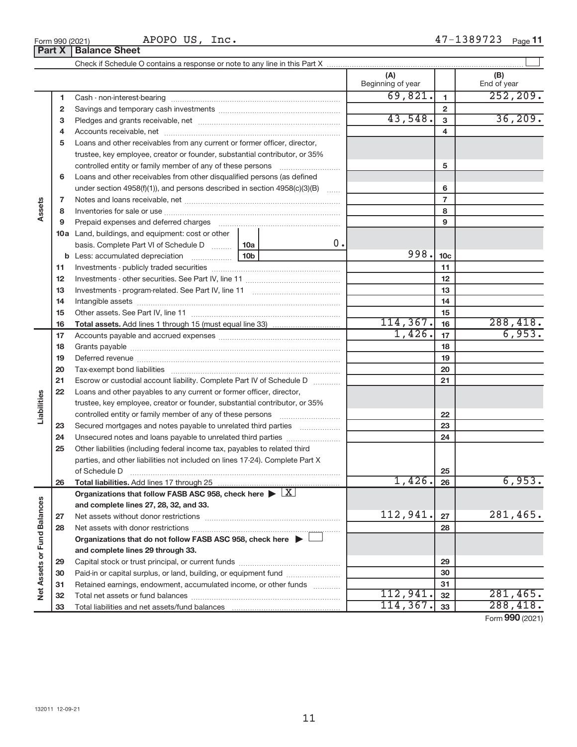Form 990 (2021) APOPO US, Inc. 47-1389723

## Part X Balance Sheet

Check if Schedule O contains a response or note to any line in this Part X

| | | | | (A) Beginning of year | | (B) End of year |
|---|---|---|---|---|---|---|
| Assets | 1 | Cash - non-interest-bearing | | 69,821. | 1 | 252,209. |
| | 2 | Savings and temporary cash investments | | | 2 | |
| | 3 | Pledges and grants receivable, net | | 43,548. | 3 | 36,209. |
| | 4 | Accounts receivable, net | | | 4 | |
| | 5 | Loans and other receivables from any current or former officer, director, trustee, key employee, creator or founder, substantial contributor, or 35% controlled entity or family member of any of these persons | | | 5 | |
| | 6 | Loans and other receivables from other disqualified persons (as defined under section 4958(f)(1)), and persons described in section 4958(c)(3)(B) | | | 6 | |
| | 7 | Notes and loans receivable, net | | | 7 | |
| | 8 | Inventories for sale or use | | | 8 | |
| | 9 | Prepaid expenses and deferred charges | | | 9 | |
| | 10a | Land, buildings, and equipment: cost or other basis. Complete Part VI of Schedule D | 10a 0. | | | |
| | b | Less: accumulated depreciation | 10b | 998. | 10c | |
| | 11 | Investments - publicly traded securities | | | 11 | |
| | 12 | Investments - other securities. See Part IV, line 11 | | | 12 | |
| | 13 | Investments - program-related. See Part IV, line 11 | | | 13 | |
| | 14 | Intangible assets | | | 14 | |
| | 15 | Other assets. See Part IV, line 11 | | | 15 | |
| | 16 | **Total assets.** Add lines 1 through 15 (must equal line 33) | | 114,367. | 16 | 288,418. |
| Liabilities | 17 | Accounts payable and accrued expenses | | 1,426. | 17 | 6,953. |
| | 18 | Grants payable | | | 18 | |
| | 19 | Deferred revenue | | | 19 | |
| | 20 | Tax-exempt bond liabilities | | | 20 | |
| | 21 | Escrow or custodial account liability. Complete Part IV of Schedule D | | | 21 | |
| | 22 | Loans and other payables to any current or former officer, director, trustee, key employee, creator or founder, substantial contributor, or 35% controlled entity or family member of any of these persons | | | 22 | |
| | 23 | Secured mortgages and notes payable to unrelated third parties | | | 23 | |
| | 24 | Unsecured notes and loans payable to unrelated third parties | | | 24 | |
| | 25 | Other liabilities (including federal income tax, payables to related third parties, and other liabilities not included on lines 17-24). Complete Part X of Schedule D | | | 25 | |
| | 26 | **Total liabilities.** Add lines 17 through 25 | | 1,426. | 26 | 6,953. |
| Net Assets or Fund Balances | | **Organizations that follow FASB ASC 958, check here** ▶ [X] **and complete lines 27, 28, 32, and 33.** | | | | |
| | 27 | Net assets without donor restrictions | | 112,941. | 27 | 281,465. |
| | 28 | Net assets with donor restrictions | | | 28 | |
| | | **Organizations that do not follow FASB ASC 958, check here** ▶ [ ] **and complete lines 29 through 33.** | | | | |
| | 29 | Capital stock or trust principal, or current funds | | | 29 | |
| | 30 | Paid-in or capital surplus, or land, building, or equipment fund | | | 30 | |
| | 31 | Retained earnings, endowment, accumulated income, or other funds | | | 31 | |
| | 32 | Total net assets or fund balances | | 112,941. | 32 | 281,465. |
| | 33 | Total liabilities and net assets/fund balances | | 114,367. | 33 | 288,418. |

Form **990** (2021)

132011 12-09-21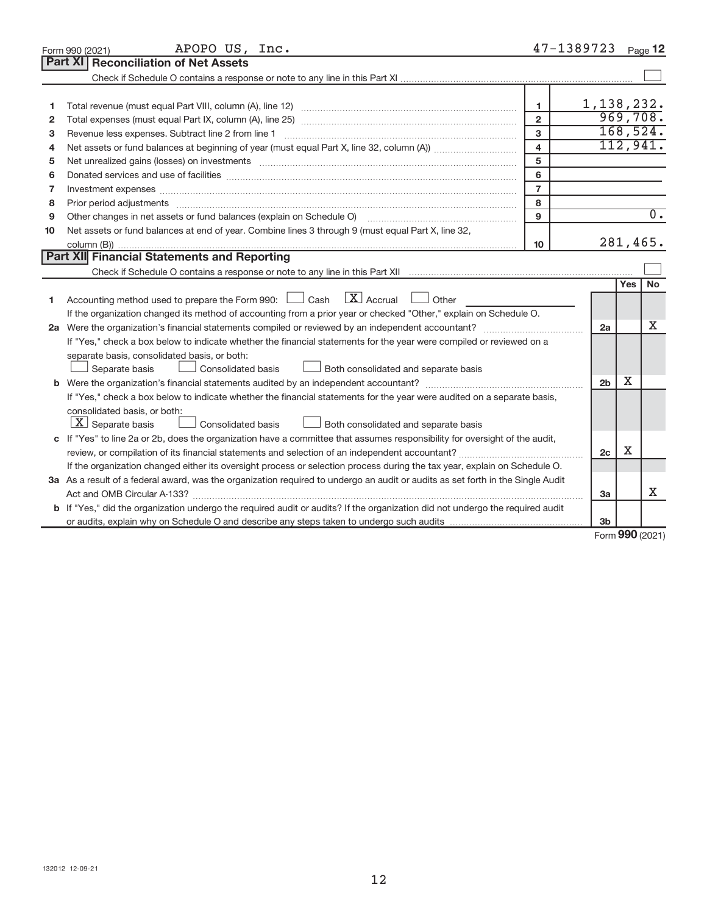Form 990 (2021) APOPO US, Inc. 47-1389723 Page **12**

## Part XI Reconciliation of Net Assets

Check if Schedule O contains a response or note to any line in this Part XI ☐

| | | | |
|---|---|---|---|
| 1 | Total revenue (must equal Part VIII, column (A), line 12) | 1 | 1,138,232. |
| 2 | Total expenses (must equal Part IX, column (A), line 25) | 2 | 969,708. |
| 3 | Revenue less expenses. Subtract line 2 from line 1 | 3 | 168,524. |
| 4 | Net assets or fund balances at beginning of year (must equal Part X, line 32, column (A)) | 4 | 112,941. |
| 5 | Net unrealized gains (losses) on investments | 5 | |
| 6 | Donated services and use of facilities | 6 | |
| 7 | Investment expenses | 7 | |
| 8 | Prior period adjustments | 8 | |
| 9 | Other changes in net assets or fund balances (explain on Schedule O) | 9 | 0. |
| 10 | Net assets or fund balances at end of year. Combine lines 3 through 9 (must equal Part X, line 32, column (B)) | 10 | 281,465. |

## Part XII Financial Statements and Reporting

Check if Schedule O contains a response or note to any line in this Part XII ☐

| | | | Yes | No |
|---|---|---|---|---|
| 1 | Accounting method used to prepare the Form 990: ☐ Cash ☒ Accrual ☐ Other<br>If the organization changed its method of accounting from a prior year or checked "Other," explain on Schedule O. | | | |
| 2a | Were the organization's financial statements compiled or reviewed by an independent accountant?<br>If "Yes," check a box below to indicate whether the financial statements for the year were compiled or reviewed on a separate basis, consolidated basis, or both:<br>☐ Separate basis ☐ Consolidated basis ☐ Both consolidated and separate basis | 2a | | X |
| b | Were the organization's financial statements audited by an independent accountant?<br>If "Yes," check a box below to indicate whether the financial statements for the year were audited on a separate basis, consolidated basis, or both:<br>☒ Separate basis ☐ Consolidated basis ☐ Both consolidated and separate basis | 2b | X | |
| c | If "Yes" to line 2a or 2b, does the organization have a committee that assumes responsibility for oversight of the audit, review, or compilation of its financial statements and selection of an independent accountant?<br>If the organization changed either its oversight process or selection process during the tax year, explain on Schedule O. | 2c | X | |
| 3a | As a result of a federal award, was the organization required to undergo an audit or audits as set forth in the Single Audit Act and OMB Circular A-133? | 3a | | X |
| b | If "Yes," did the organization undergo the required audit or audits? If the organization did not undergo the required audit or audits, explain why on Schedule O and describe any steps taken to undergo such audits | 3b | | |

Form **990** (2021)

132012 12-09-21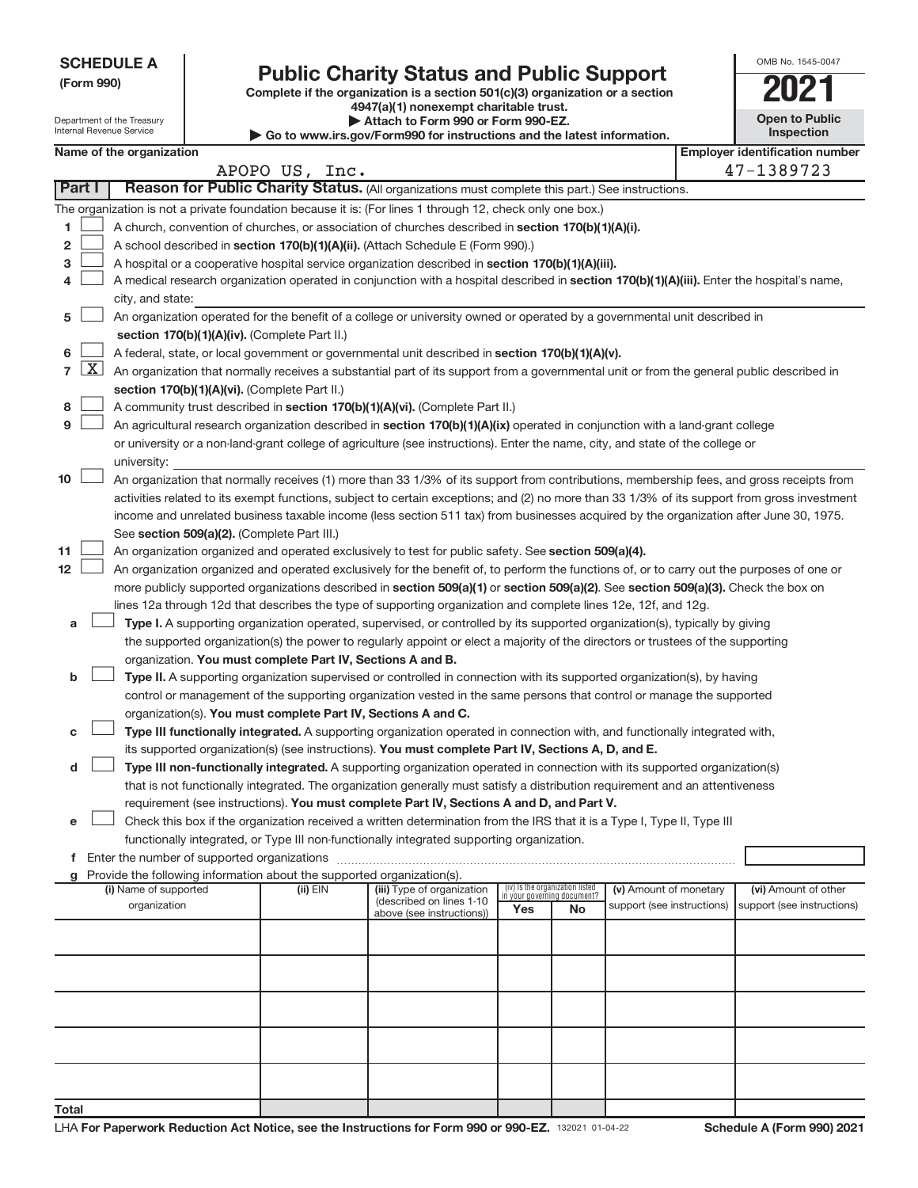**SCHEDULE A**
**(Form 990)**

Department of the Treasury
Internal Revenue Service

# Public Charity Status and Public Support

**Complete if the organization is a section 501(c)(3) organization or a section 4947(a)(1) nonexempt charitable trust.**
**▶ Attach to Form 990 or Form 990-EZ.**
**▶ Go to www.irs.gov/Form990 for instructions and the latest information.**

OMB No. 1545-0047

**2021**

**Open to Public Inspection**

**Name of the organization**
APOPO US, Inc.

**Employer identification number**
47-1389723

**Part I — Reason for Public Charity Status.** (All organizations must complete this part.) See instructions.

The organization is not a private foundation because it is: (For lines 1 through 12, check only one box.)

1. [ ] A church, convention of churches, or association of churches described in **section 170(b)(1)(A)(i).**
2. [ ] A school described in **section 170(b)(1)(A)(ii).** (Attach Schedule E (Form 990).)
3. [ ] A hospital or a cooperative hospital service organization described in **section 170(b)(1)(A)(iii).**
4. [ ] A medical research organization operated in conjunction with a hospital described in **section 170(b)(1)(A)(iii).** Enter the hospital's name, city, and state:
5. [ ] An organization operated for the benefit of a college or university owned or operated by a governmental unit described in **section 170(b)(1)(A)(iv).** (Complete Part II.)
6. [ ] A federal, state, or local government or governmental unit described in **section 170(b)(1)(A)(v).**
7. [X] An organization that normally receives a substantial part of its support from a governmental unit or from the general public described in **section 170(b)(1)(A)(vi).** (Complete Part II.)
8. [ ] A community trust described in **section 170(b)(1)(A)(vi).** (Complete Part II.)
9. [ ] An agricultural research organization described in **section 170(b)(1)(A)(ix)** operated in conjunction with a land-grant college or university or a non-land-grant college of agriculture (see instructions). Enter the name, city, and state of the college or university:
10. [ ] An organization that normally receives (1) more than 33 1/3% of its support from contributions, membership fees, and gross receipts from activities related to its exempt functions, subject to certain exceptions; and (2) no more than 33 1/3% of its support from gross investment income and unrelated business taxable income (less section 511 tax) from businesses acquired by the organization after June 30, 1975. See **section 509(a)(2).** (Complete Part III.)
11. [ ] An organization organized and operated exclusively to test for public safety. See **section 509(a)(4).**
12. [ ] An organization organized and operated exclusively for the benefit of, to perform the functions of, or to carry out the purposes of one or more publicly supported organizations described in **section 509(a)(1)** or **section 509(a)(2).** See **section 509(a)(3).** Check the box on lines 12a through 12d that describes the type of supporting organization and complete lines 12e, 12f, and 12g.
   - **a** [ ] **Type I.** A supporting organization operated, supervised, or controlled by its supported organization(s), typically by giving the supported organization(s) the power to regularly appoint or elect a majority of the directors or trustees of the supporting organization. **You must complete Part IV, Sections A and B.**
   - **b** [ ] **Type II.** A supporting organization supervised or controlled in connection with its supported organization(s), by having control or management of the supporting organization vested in the same persons that control or manage the supported organization(s). **You must complete Part IV, Sections A and C.**
   - **c** [ ] **Type III functionally integrated.** A supporting organization operated in connection with, and functionally integrated with, its supported organization(s) (see instructions). **You must complete Part IV, Sections A, D, and E.**
   - **d** [ ] **Type III non-functionally integrated.** A supporting organization operated in connection with its supported organization(s) that is not functionally integrated. The organization generally must satisfy a distribution requirement and an attentiveness requirement (see instructions). **You must complete Part IV, Sections A and D, and Part V.**
   - **e** [ ] Check this box if the organization received a written determination from the IRS that it is a Type I, Type II, Type III functionally integrated, or Type III non-functionally integrated supporting organization.
   - **f** Enter the number of supported organizations
   - **g** Provide the following information about the supported organization(s).

| (i) Name of supported organization | (ii) EIN | (iii) Type of organization (described on lines 1-10 above (see instructions)) | (iv) Is the organization listed in your governing document? Yes | No | (v) Amount of monetary support (see instructions) | (vi) Amount of other support (see instructions) |
|---|---|---|---|---|---|---|
| | | | | | | |
| | | | | | | |
| | | | | | | |
| | | | | | | |
| | | | | | | |
| **Total** | | | | | | |

LHA **For Paperwork Reduction Act Notice, see the Instructions for Form 990 or 990-EZ.** 132021 01-04-22 **Schedule A (Form 990) 2021**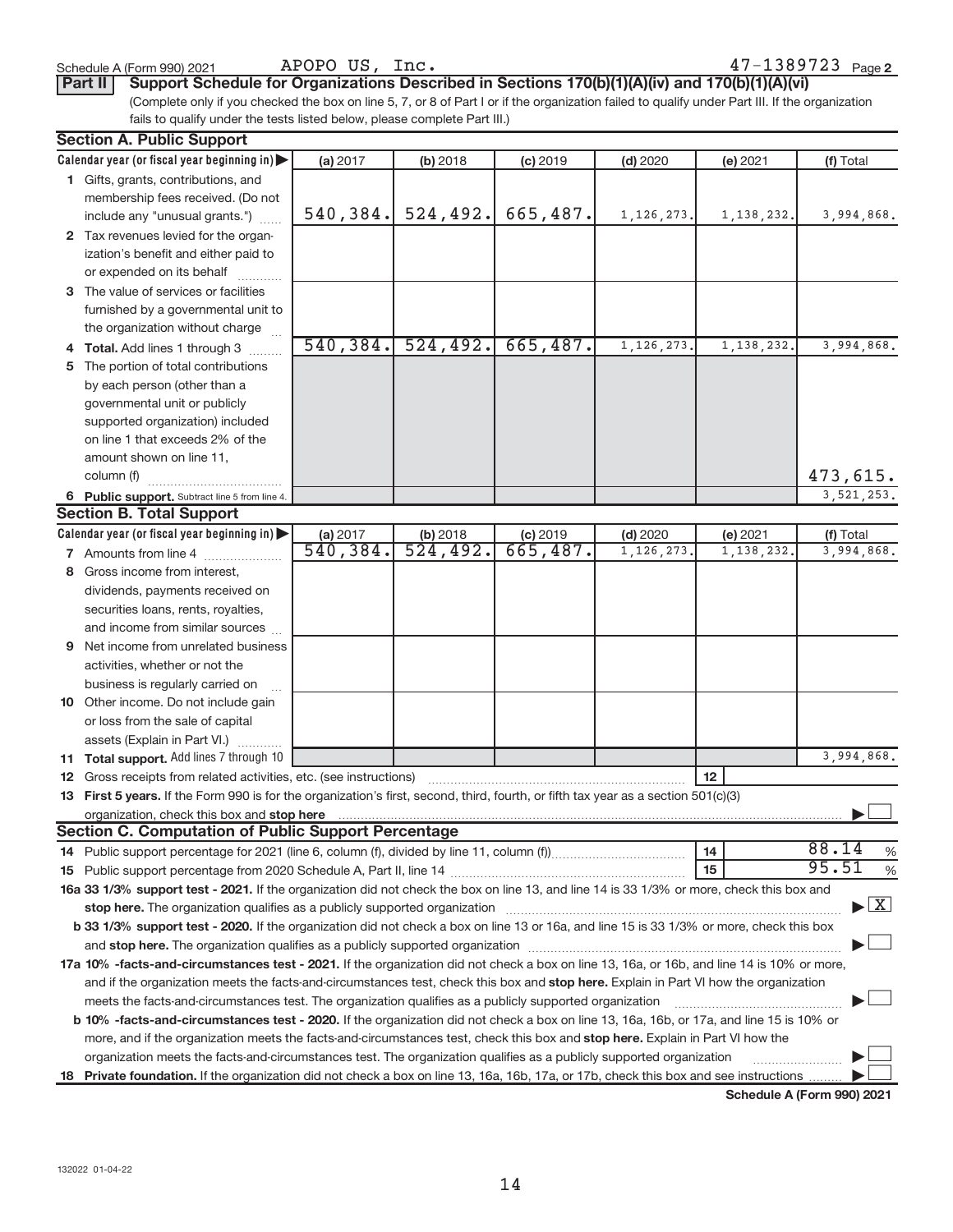Schedule A (Form 990) 2021 APOPO US, Inc. 47-1389723 Page 2

**Part II** **Support Schedule for Organizations Described in Sections 170(b)(1)(A)(iv) and 170(b)(1)(A)(vi)**

(Complete only if you checked the box on line 5, 7, or 8 of Part I or if the organization failed to qualify under Part III. If the organization fails to qualify under the tests listed below, please complete Part III.)

**Section A. Public Support**

| Calendar year (or fiscal year beginning in) | (a) 2017 | (b) 2018 | (c) 2019 | (d) 2020 | (e) 2021 | (f) Total |
|---|---|---|---|---|---|---|
| 1 Gifts, grants, contributions, and membership fees received. (Do not include any "unusual grants.") | 540,384. | 524,492. | 665,487. | 1,126,273. | 1,138,232. | 3,994,868. |
| 2 Tax revenues levied for the organization's benefit and either paid to or expended on its behalf | | | | | | |
| 3 The value of services or facilities furnished by a governmental unit to the organization without charge | | | | | | |
| 4 Total. Add lines 1 through 3 | 540,384. | 524,492. | 665,487. | 1,126,273. | 1,138,232. | 3,994,868. |
| 5 The portion of total contributions by each person (other than a governmental unit or publicly supported organization) included on line 1 that exceeds 2% of the amount shown on line 11, column (f) | | | | | | 473,615. |
| 6 Public support. Subtract line 5 from line 4. | | | | | | 3,521,253. |

**Section B. Total Support**

| Calendar year (or fiscal year beginning in) | (a) 2017 | (b) 2018 | (c) 2019 | (d) 2020 | (e) 2021 | (f) Total |
|---|---|---|---|---|---|---|
| 7 Amounts from line 4 | 540,384. | 524,492. | 665,487. | 1,126,273. | 1,138,232. | 3,994,868. |
| 8 Gross income from interest, dividends, payments received on securities loans, rents, royalties, and income from similar sources | | | | | | |
| 9 Net income from unrelated business activities, whether or not the business is regularly carried on | | | | | | |
| 10 Other income. Do not include gain or loss from the sale of capital assets (Explain in Part VI.) | | | | | | |
| 11 Total support. Add lines 7 through 10 | | | | | | 3,994,868. |

12 Gross receipts from related activities, etc. (see instructions) | 12 |

13 **First 5 years.** If the Form 990 is for the organization's first, second, third, fourth, or fifth tax year as a section 501(c)(3) organization, check this box and **stop here** ☐

**Section C. Computation of Public Support Percentage**

14 Public support percentage for 2021 (line 6, column (f), divided by line 11, column (f)) | 14 | 88.14 %

15 Public support percentage from 2020 Schedule A, Part II, line 14 | 15 | 95.51 %

**16a 33 1/3% support test - 2021.** If the organization did not check the box on line 13, and line 14 is 33 1/3% or more, check this box and **stop here.** The organization qualifies as a publicly supported organization ☒

**b 33 1/3% support test - 2020.** If the organization did not check a box on line 13 or 16a, and line 15 is 33 1/3% or more, check this box and **stop here.** The organization qualifies as a publicly supported organization ☐

**17a 10% -facts-and-circumstances test - 2021.** If the organization did not check a box on line 13, 16a, or 16b, and line 14 is 10% or more, and if the organization meets the facts-and-circumstances test, check this box and **stop here.** Explain in Part VI how the organization meets the facts-and-circumstances test. The organization qualifies as a publicly supported organization ☐

**b 10% -facts-and-circumstances test - 2020.** If the organization did not check a box on line 13, 16a, 16b, or 17a, and line 15 is 10% or more, and if the organization meets the facts-and-circumstances test, check this box and **stop here.** Explain in Part VI how the organization meets the facts-and-circumstances test. The organization qualifies as a publicly supported organization ☐

**18 Private foundation.** If the organization did not check a box on line 13, 16a, 16b, 17a, or 17b, check this box and see instructions ☐

**Schedule A (Form 990) 2021**

132022 01-04-22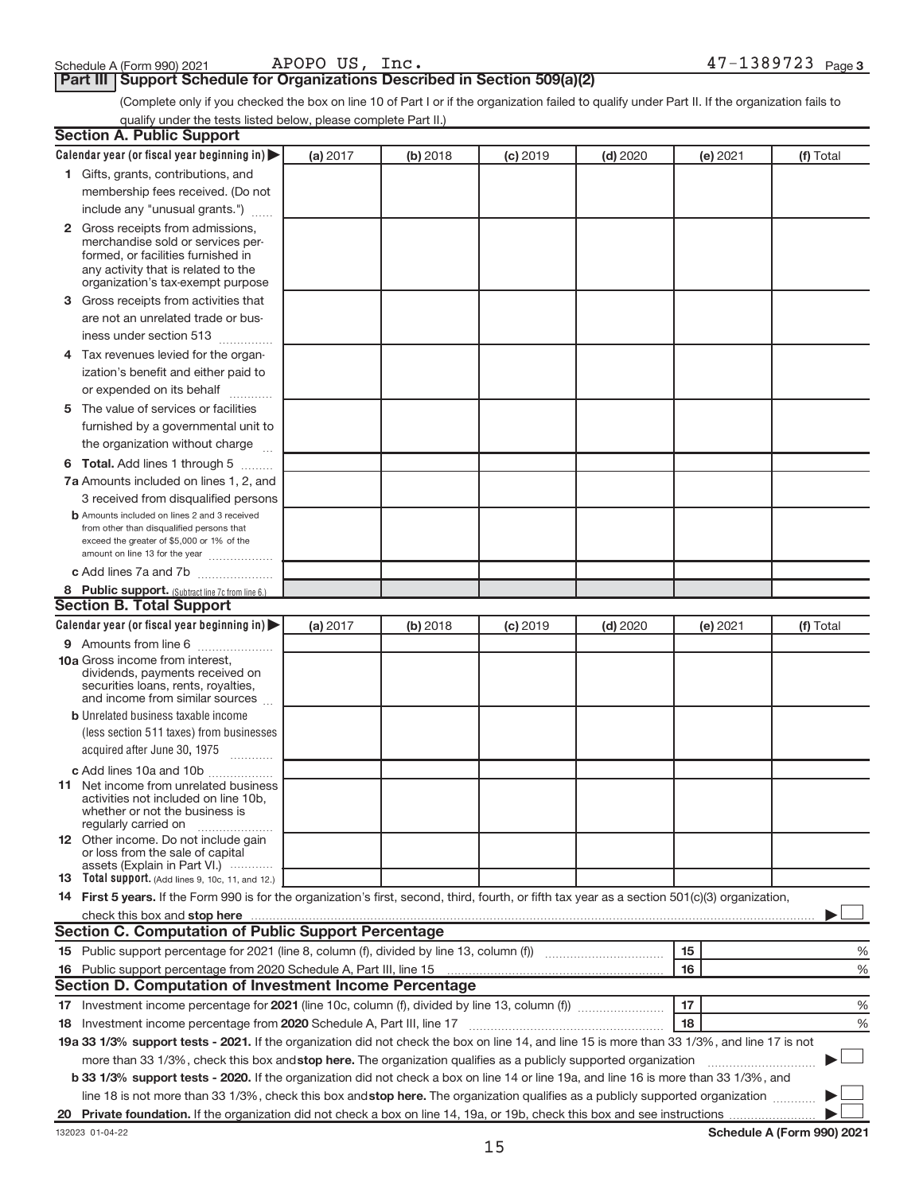Schedule A (Form 990) 2021 APOPO US, Inc. 47-1389723 Page 3

## Part III Support Schedule for Organizations Described in Section 509(a)(2)

(Complete only if you checked the box on line 10 of Part I or if the organization failed to qualify under Part II. If the organization fails to qualify under the tests listed below, please complete Part II.)

### Section A. Public Support

| Calendar year (or fiscal year beginning in) ▶ | (a) 2017 | (b) 2018 | (c) 2019 | (d) 2020 | (e) 2021 | (f) Total |
|---|---|---|---|---|---|---|
| **1** Gifts, grants, contributions, and membership fees received. (Do not include any "unusual grants.") | | | | | | |
| **2** Gross receipts from admissions, merchandise sold or services performed, or facilities furnished in any activity that is related to the organization's tax-exempt purpose | | | | | | |
| **3** Gross receipts from activities that are not an unrelated trade or business under section 513 | | | | | | |
| **4** Tax revenues levied for the organization's benefit and either paid to or expended on its behalf | | | | | | |
| **5** The value of services or facilities furnished by a governmental unit to the organization without charge | | | | | | |
| **6 Total.** Add lines 1 through 5 | | | | | | |
| **7a** Amounts included on lines 1, 2, and 3 received from disqualified persons | | | | | | |
| **b** Amounts included on lines 2 and 3 received from other than disqualified persons that exceed the greater of $5,000 or 1% of the amount on line 13 for the year | | | | | | |
| **c** Add lines 7a and 7b | | | | | | |
| **8 Public support.** (Subtract line 7c from line 6.) | | | | | | |

### Section B. Total Support

| Calendar year (or fiscal year beginning in) ▶ | (a) 2017 | (b) 2018 | (c) 2019 | (d) 2020 | (e) 2021 | (f) Total |
|---|---|---|---|---|---|---|
| **9** Amounts from line 6 | | | | | | |
| **10a** Gross income from interest, dividends, payments received on securities loans, rents, royalties, and income from similar sources | | | | | | |
| **b** Unrelated business taxable income (less section 511 taxes) from businesses acquired after June 30, 1975 | | | | | | |
| **c** Add lines 10a and 10b | | | | | | |
| **11** Net income from unrelated business activities not included on line 10b, whether or not the business is regularly carried on | | | | | | |
| **12** Other income. Do not include gain or loss from the sale of capital assets (Explain in Part VI.) | | | | | | |
| **13 Total support.** (Add lines 9, 10c, 11, and 12.) | | | | | | |

**14 First 5 years.** If the Form 990 is for the organization's first, second, third, fourth, or fifth tax year as a section 501(c)(3) organization, check this box and **stop here** ▶ ☐

### Section C. Computation of Public Support Percentage

| | | | |
|---|---|---|---|
| **15** | Public support percentage for 2021 (line 8, column (f), divided by line 13, column (f)) | 15 | % |
| **16** | Public support percentage from 2020 Schedule A, Part III, line 15 | 16 | % |

### Section D. Computation of Investment Income Percentage

| | | | |
|---|---|---|---|
| **17** | Investment income percentage for **2021** (line 10c, column (f), divided by line 13, column (f)) | 17 | % |
| **18** | Investment income percentage from **2020** Schedule A, Part III, line 17 | 18 | % |

**19a 33 1/3% support tests - 2021.** If the organization did not check the box on line 14, and line 15 is more than 33 1/3%, and line 17 is not more than 33 1/3%, check this box and **stop here.** The organization qualifies as a publicly supported organization ▶ ☐

**b 33 1/3% support tests - 2020.** If the organization did not check a box on line 14 or line 19a, and line 16 is more than 33 1/3%, and line 18 is not more than 33 1/3%, check this box and **stop here.** The organization qualifies as a publicly supported organization ▶ ☐

**20 Private foundation.** If the organization did not check a box on line 14, 19a, or 19b, check this box and see instructions ▶ ☐

132023 01-04-22 **Schedule A (Form 990) 2021**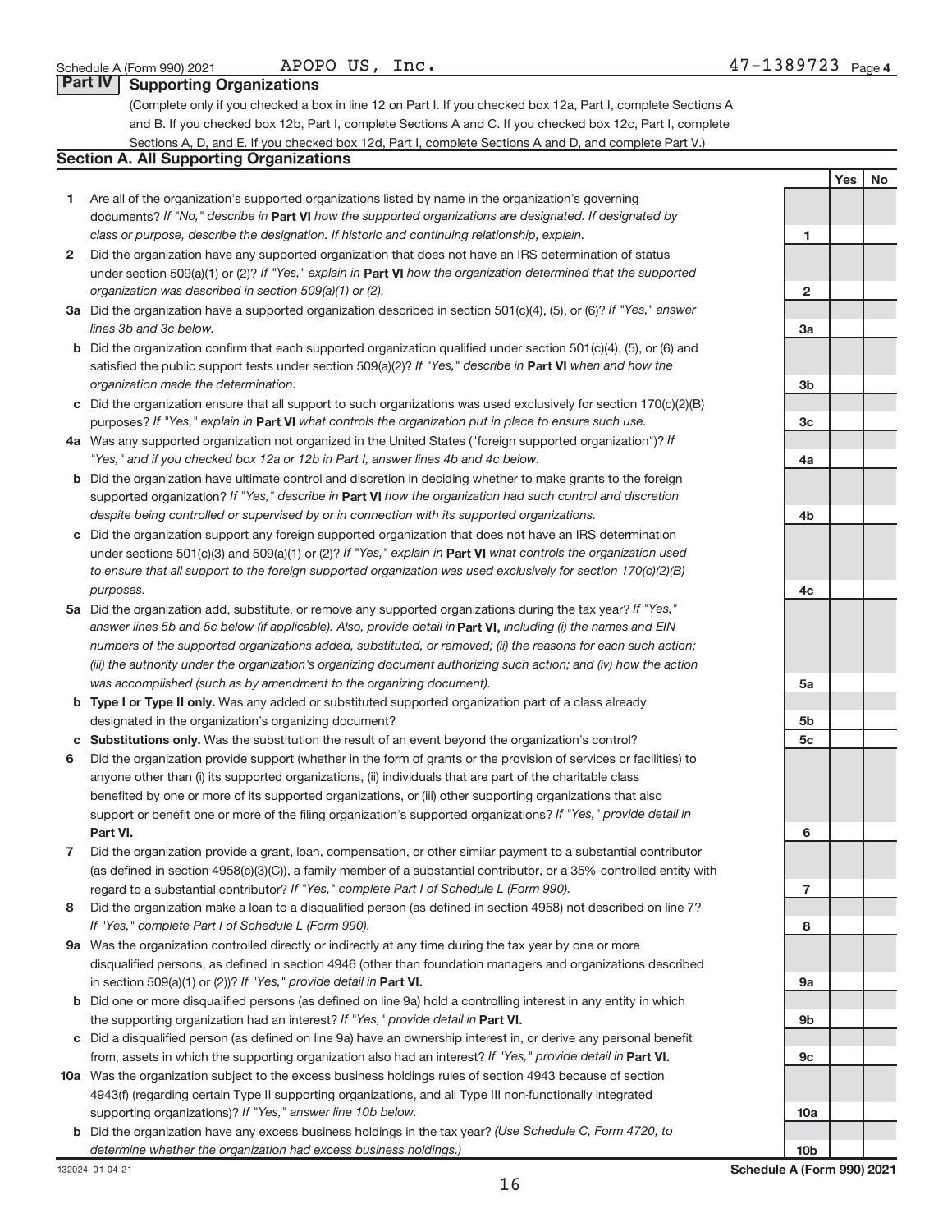Schedule A (Form 990) 2021 APOPO US, Inc. 47-1389723 Page 4

## Part IV Supporting Organizations

(Complete only if you checked a box in line 12 on Part I. If you checked box 12a, Part I, complete Sections A and B. If you checked box 12b, Part I, complete Sections A and C. If you checked box 12c, Part I, complete Sections A, D, and E. If you checked box 12d, Part I, complete Sections A and D, and complete Part V.)

### Section A. All Supporting Organizations

| | | | Yes | No |
|---|---|---|---|---|
| **1** | Are all of the organization's supported organizations listed by name in the organization's governing documents? *If "No," describe in* **Part VI** *how the supported organizations are designated. If designated by class or purpose, describe the designation. If historic and continuing relationship, explain.* | 1 | | |
| **2** | Did the organization have any supported organization that does not have an IRS determination of status under section 509(a)(1) or (2)? *If "Yes," explain in* **Part VI** *how the organization determined that the supported organization was described in section 509(a)(1) or (2).* | 2 | | |
| **3a** | Did the organization have a supported organization described in section 501(c)(4), (5), or (6)? *If "Yes," answer lines 3b and 3c below.* | 3a | | |
| **b** | Did the organization confirm that each supported organization qualified under section 501(c)(4), (5), or (6) and satisfied the public support tests under section 509(a)(2)? *If "Yes," describe in* **Part VI** *when and how the organization made the determination.* | 3b | | |
| **c** | Did the organization ensure that all support to such organizations was used exclusively for section 170(c)(2)(B) purposes? *If "Yes," explain in* **Part VI** *what controls the organization put in place to ensure such use.* | 3c | | |
| **4a** | Was any supported organization not organized in the United States ("foreign supported organization")? *If "Yes," and if you checked box 12a or 12b in Part I, answer lines 4b and 4c below.* | 4a | | |
| **b** | Did the organization have ultimate control and discretion in deciding whether to make grants to the foreign supported organization? *If "Yes," describe in* **Part VI** *how the organization had such control and discretion despite being controlled or supervised by or in connection with its supported organizations.* | 4b | | |
| **c** | Did the organization support any foreign supported organization that does not have an IRS determination under sections 501(c)(3) and 509(a)(1) or (2)? *If "Yes," explain in* **Part VI** *what controls the organization used to ensure that all support to the foreign supported organization was used exclusively for section 170(c)(2)(B) purposes.* | 4c | | |
| **5a** | Did the organization add, substitute, or remove any supported organizations during the tax year? *If "Yes," answer lines 5b and 5c below (if applicable). Also, provide detail in* **Part VI,** *including (i) the names and EIN numbers of the supported organizations added, substituted, or removed; (ii) the reasons for each such action; (iii) the authority under the organization's organizing document authorizing such action; and (iv) how the action was accomplished (such as by amendment to the organizing document).* | 5a | | |
| **b** | **Type I or Type II only.** Was any added or substituted supported organization part of a class already designated in the organization's organizing document? | 5b | | |
| **c** | **Substitutions only.** Was the substitution the result of an event beyond the organization's control? | 5c | | |
| **6** | Did the organization provide support (whether in the form of grants or the provision of services or facilities) to anyone other than (i) its supported organizations, (ii) individuals that are part of the charitable class benefited by one or more of its supported organizations, or (iii) other supporting organizations that also support or benefit one or more of the filing organization's supported organizations? *If "Yes," provide detail in* **Part VI.** | 6 | | |
| **7** | Did the organization provide a grant, loan, compensation, or other similar payment to a substantial contributor (as defined in section 4958(c)(3)(C)), a family member of a substantial contributor, or a 35% controlled entity with regard to a substantial contributor? *If "Yes," complete Part I of Schedule L (Form 990).* | 7 | | |
| **8** | Did the organization make a loan to a disqualified person (as defined in section 4958) not described on line 7? *If "Yes," complete Part I of Schedule L (Form 990).* | 8 | | |
| **9a** | Was the organization controlled directly or indirectly at any time during the tax year by one or more disqualified persons, as defined in section 4946 (other than foundation managers and organizations described in section 509(a)(1) or (2))? *If "Yes," provide detail in* **Part VI.** | 9a | | |
| **b** | Did one or more disqualified persons (as defined on line 9a) hold a controlling interest in any entity in which the supporting organization had an interest? *If "Yes," provide detail in* **Part VI.** | 9b | | |
| **c** | Did a disqualified person (as defined on line 9a) have an ownership interest in, or derive any personal benefit from, assets in which the supporting organization also had an interest? *If "Yes," provide detail in* **Part VI.** | 9c | | |
| **10a** | Was the organization subject to the excess business holdings rules of section 4943 because of section 4943(f) (regarding certain Type II supporting organizations, and all Type III non-functionally integrated supporting organizations)? *If "Yes," answer line 10b below.* | 10a | | |
| **b** | Did the organization have any excess business holdings in the tax year? *(Use Schedule C, Form 4720, to determine whether the organization had excess business holdings.)* | 10b | | |

132024 01-04-21 **Schedule A (Form 990) 2021**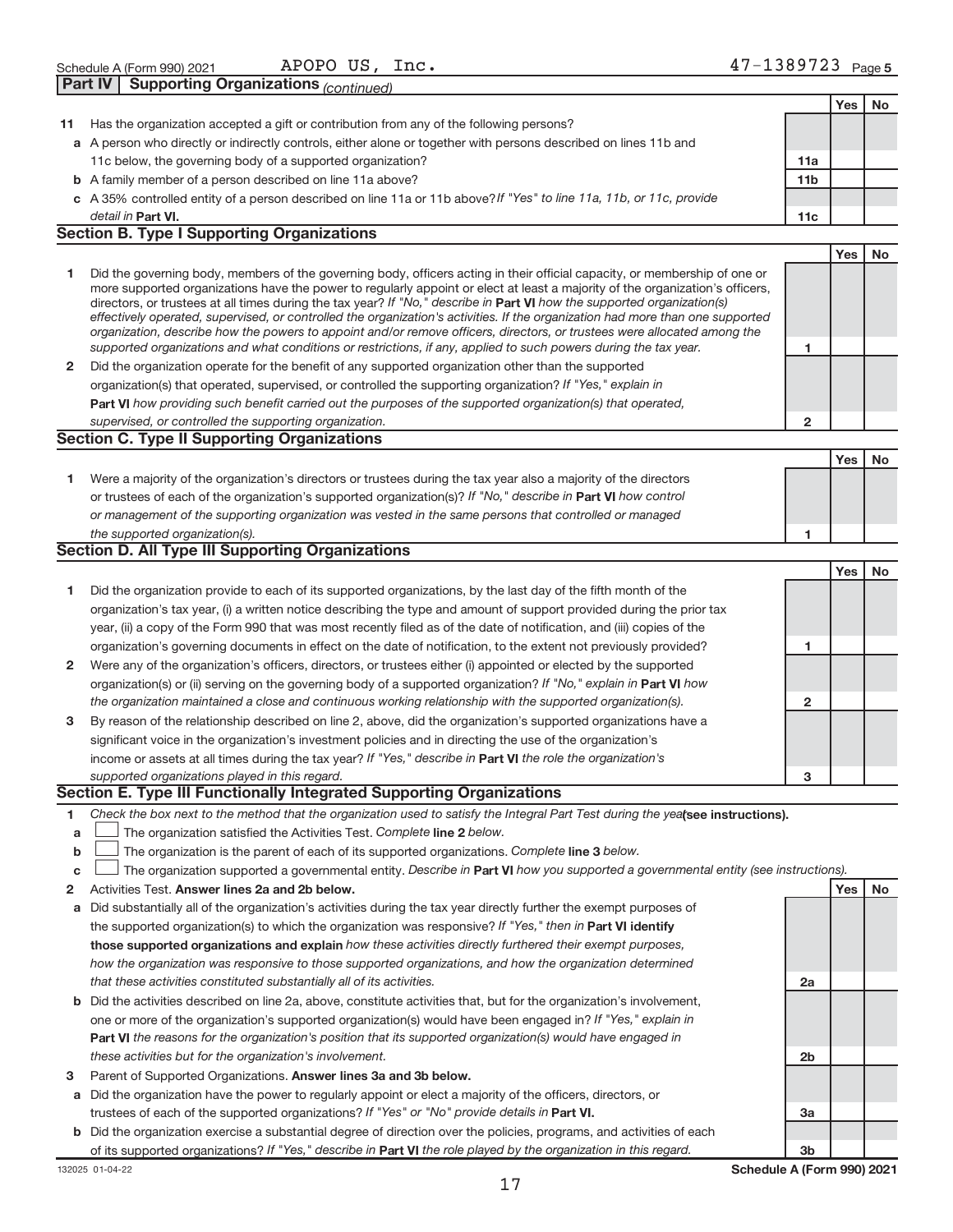Schedule A (Form 990) 2021 APOPO US, Inc. 47-1389723 Page 5

**Part IV Supporting Organizations** *(continued)*

| | | | Yes | No |
|---|---|---|---|---|
| **11** | Has the organization accepted a gift or contribution from any of the following persons? | | | |
| **a** | A person who directly or indirectly controls, either alone or together with persons described on lines 11b and 11c below, the governing body of a supported organization? | **11a** | | |
| **b** | A family member of a person described on line 11a above? | **11b** | | |
| **c** | A 35% controlled entity of a person described on line 11a or 11b above? *If "Yes" to line 11a, 11b, or 11c, provide detail in* **Part VI.** | **11c** | | |

**Section B. Type I Supporting Organizations**

| | | | Yes | No |
|---|---|---|---|---|
| **1** | Did the governing body, members of the governing body, officers acting in their official capacity, or membership of one or more supported organizations have the power to regularly appoint or elect at least a majority of the organization's officers, directors, or trustees at all times during the tax year? *If "No," describe in* **Part VI** *how the supported organization(s) effectively operated, supervised, or controlled the organization's activities. If the organization had more than one supported organization, describe how the powers to appoint and/or remove officers, directors, or trustees were allocated among the supported organizations and what conditions or restrictions, if any, applied to such powers during the tax year.* | **1** | | |
| **2** | Did the organization operate for the benefit of any supported organization other than the supported organization(s) that operated, supervised, or controlled the supporting organization? *If "Yes," explain in* **Part VI** *how providing such benefit carried out the purposes of the supported organization(s) that operated, supervised, or controlled the supporting organization.* | **2** | | |

**Section C. Type II Supporting Organizations**

| | | | Yes | No |
|---|---|---|---|---|
| **1** | Were a majority of the organization's directors or trustees during the tax year also a majority of the directors or trustees of each of the organization's supported organization(s)? *If "No," describe in* **Part VI** *how control or management of the supporting organization was vested in the same persons that controlled or managed the supported organization(s).* | **1** | | |

**Section D. All Type III Supporting Organizations**

| | | | Yes | No |
|---|---|---|---|---|
| **1** | Did the organization provide to each of its supported organizations, by the last day of the fifth month of the organization's tax year, (i) a written notice describing the type and amount of support provided during the prior tax year, (ii) a copy of the Form 990 that was most recently filed as of the date of notification, and (iii) copies of the organization's governing documents in effect on the date of notification, to the extent not previously provided? | **1** | | |
| **2** | Were any of the organization's officers, directors, or trustees either (i) appointed or elected by the supported organization(s) or (ii) serving on the governing body of a supported organization? *If "No," explain in* **Part VI** *how the organization maintained a close and continuous working relationship with the supported organization(s).* | **2** | | |
| **3** | By reason of the relationship described on line 2, above, did the organization's supported organizations have a significant voice in the organization's investment policies and in directing the use of the organization's income or assets at all times during the tax year? *If "Yes," describe in* **Part VI** *the role the organization's supported organizations played in this regard.* | **3** | | |

**Section E. Type III Functionally Integrated Supporting Organizations**

**1** *Check the box next to the method that the organization used to satisfy the Integral Part Test during the year* **(see instructions).**

- **a** ☐ The organization satisfied the Activities Test. *Complete* **line 2** *below.*
- **b** ☐ The organization is the parent of each of its supported organizations. *Complete* **line 3** *below.*
- **c** ☐ The organization supported a governmental entity. *Describe in* **Part VI** *how you supported a governmental entity (see instructions).*

| | | | Yes | No |
|---|---|---|---|---|
| **2** | Activities Test. **Answer lines 2a and 2b below.** | | | |
| **a** | Did substantially all of the organization's activities during the tax year directly further the exempt purposes of the supported organization(s) to which the organization was responsive? *If "Yes," then in* **Part VI identify those supported organizations and explain** *how these activities directly furthered their exempt purposes, how the organization was responsive to those supported organizations, and how the organization determined that these activities constituted substantially all of its activities.* | **2a** | | |
| **b** | Did the activities described on line 2a, above, constitute activities that, but for the organization's involvement, one or more of the organization's supported organization(s) would have been engaged in? *If "Yes," explain in* **Part VI** *the reasons for the organization's position that its supported organization(s) would have engaged in these activities but for the organization's involvement.* | **2b** | | |
| **3** | Parent of Supported Organizations. **Answer lines 3a and 3b below.** | | | |
| **a** | Did the organization have the power to regularly appoint or elect a majority of the officers, directors, or trustees of each of the supported organizations? *If "Yes" or "No" provide details in* **Part VI.** | **3a** | | |
| **b** | Did the organization exercise a substantial degree of direction over the policies, programs, and activities of each of its supported organizations? *If "Yes," describe in* **Part VI** *the role played by the organization in this regard.* | **3b** | | |

132025 01-04-22 **Schedule A (Form 990) 2021**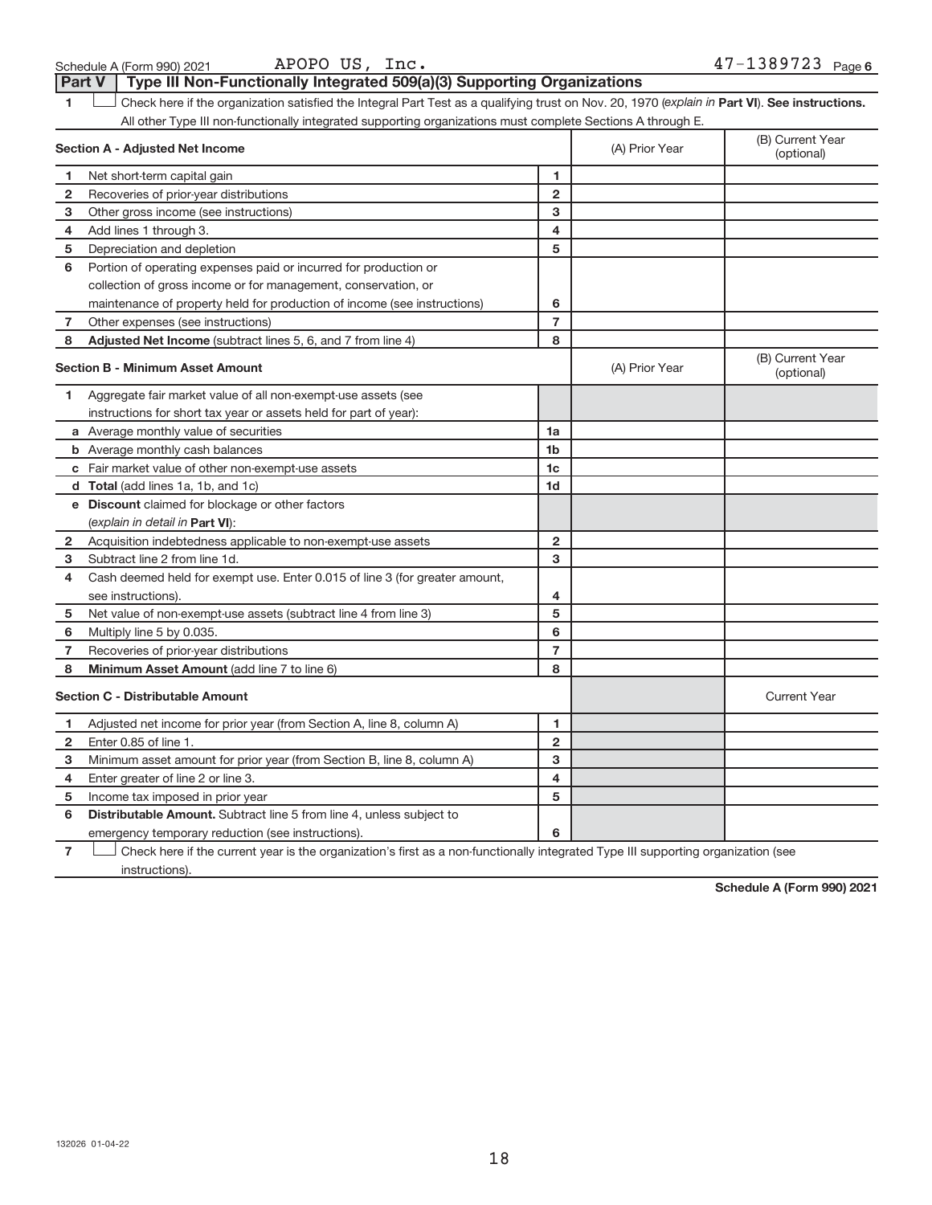Schedule A (Form 990) 2021 APOPO US, Inc. 47-1389723 Page 6

## Part V | Type III Non-Functionally Integrated 509(a)(3) Supporting Organizations

1 ☐ Check here if the organization satisfied the Integral Part Test as a qualifying trust on Nov. 20, 1970 (*explain in* **Part VI**). **See instructions.**
All other Type III non-functionally integrated supporting organizations must complete Sections A through E.

| **Section A - Adjusted Net Income** | | | (A) Prior Year | (B) Current Year (optional) |
|---|---|---|---|---|
| 1 | Net short-term capital gain | 1 | | |
| 2 | Recoveries of prior-year distributions | 2 | | |
| 3 | Other gross income (see instructions) | 3 | | |
| 4 | Add lines 1 through 3. | 4 | | |
| 5 | Depreciation and depletion | 5 | | |
| 6 | Portion of operating expenses paid or incurred for production or collection of gross income or for management, conservation, or maintenance of property held for production of income (see instructions) | 6 | | |
| 7 | Other expenses (see instructions) | 7 | | |
| 8 | **Adjusted Net Income** (subtract lines 5, 6, and 7 from line 4) | 8 | | |

| **Section B - Minimum Asset Amount** | | | (A) Prior Year | (B) Current Year (optional) |
|---|---|---|---|---|
| 1 | Aggregate fair market value of all non-exempt-use assets (see instructions for short tax year or assets held for part of year): | | | |
| a | Average monthly value of securities | 1a | | |
| b | Average monthly cash balances | 1b | | |
| c | Fair market value of other non-exempt-use assets | 1c | | |
| d | **Total** (add lines 1a, 1b, and 1c) | 1d | | |
| e | **Discount** claimed for blockage or other factors (*explain in detail in* **Part VI**): | | | |
| 2 | Acquisition indebtedness applicable to non-exempt-use assets | 2 | | |
| 3 | Subtract line 2 from line 1d. | 3 | | |
| 4 | Cash deemed held for exempt use. Enter 0.015 of line 3 (for greater amount, see instructions). | 4 | | |
| 5 | Net value of non-exempt-use assets (subtract line 4 from line 3) | 5 | | |
| 6 | Multiply line 5 by 0.035. | 6 | | |
| 7 | Recoveries of prior-year distributions | 7 | | |
| 8 | **Minimum Asset Amount** (add line 7 to line 6) | 8 | | |

| **Section C - Distributable Amount** | | | | Current Year |
|---|---|---|---|---|
| 1 | Adjusted net income for prior year (from Section A, line 8, column A) | 1 | | |
| 2 | Enter 0.85 of line 1. | 2 | | |
| 3 | Minimum asset amount for prior year (from Section B, line 8, column A) | 3 | | |
| 4 | Enter greater of line 2 or line 3. | 4 | | |
| 5 | Income tax imposed in prior year | 5 | | |
| 6 | **Distributable Amount.** Subtract line 5 from line 4, unless subject to emergency temporary reduction (see instructions). | 6 | | |

7 ☐ Check here if the current year is the organization's first as a non-functionally integrated Type III supporting organization (see instructions).

**Schedule A (Form 990) 2021**

132026 01-04-22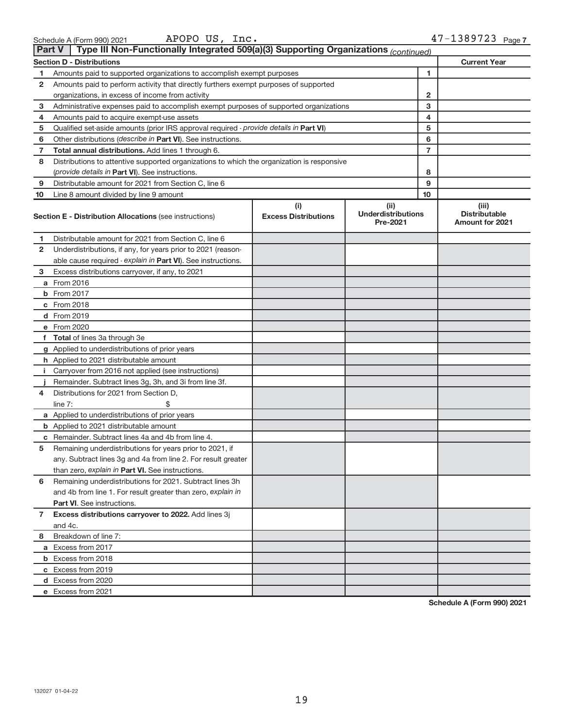Schedule A (Form 990) 2021 APOPO US, Inc. 47-1389723 Page 7

## Part V | Type III Non-Functionally Integrated 509(a)(3) Supporting Organizations *(continued)*

| Section D - Distributions | | | Current Year |
|---|---|---|---|
| 1 | Amounts paid to supported organizations to accomplish exempt purposes | 1 | |
| 2 | Amounts paid to perform activity that directly furthers exempt purposes of supported organizations, in excess of income from activity | 2 | |
| 3 | Administrative expenses paid to accomplish exempt purposes of supported organizations | 3 | |
| 4 | Amounts paid to acquire exempt-use assets | 4 | |
| 5 | Qualified set-aside amounts (prior IRS approval required - *provide details in* **Part VI**) | 5 | |
| 6 | Other distributions (*describe in* **Part VI**). See instructions. | 6 | |
| 7 | **Total annual distributions.** Add lines 1 through 6. | 7 | |
| 8 | Distributions to attentive supported organizations to which the organization is responsive (*provide details in* **Part VI**). See instructions. | 8 | |
| 9 | Distributable amount for 2021 from Section C, line 6 | 9 | |
| 10 | Line 8 amount divided by line 9 amount | 10 | |

| | Section E - Distribution Allocations (see instructions) | (i) Excess Distributions | (ii) Underdistributions Pre-2021 | (iii) Distributable Amount for 2021 |
|---|---|---|---|---|
| 1 | Distributable amount for 2021 from Section C, line 6 | | | |
| 2 | Underdistributions, if any, for years prior to 2021 (reasonable cause required - *explain in* **Part VI**). See instructions. | | | |
| 3 | Excess distributions carryover, if any, to 2021 | | | |
| a | From 2016 | | | |
| b | From 2017 | | | |
| c | From 2018 | | | |
| d | From 2019 | | | |
| e | From 2020 | | | |
| f | **Total** of lines 3a through 3e | | | |
| g | Applied to underdistributions of prior years | | | |
| h | Applied to 2021 distributable amount | | | |
| i | Carryover from 2016 not applied (see instructions) | | | |
| j | Remainder. Subtract lines 3g, 3h, and 3i from line 3f. | | | |
| 4 | Distributions for 2021 from Section D, line 7: $ | | | |
| a | Applied to underdistributions of prior years | | | |
| b | Applied to 2021 distributable amount | | | |
| c | Remainder. Subtract lines 4a and 4b from line 4. | | | |
| 5 | Remaining underdistributions for years prior to 2021, if any. Subtract lines 3g and 4a from line 2. For result greater than zero, *explain in* **Part VI.** See instructions. | | | |
| 6 | Remaining underdistributions for 2021. Subtract lines 3h and 4b from line 1. For result greater than zero, *explain in* **Part VI**. See instructions. | | | |
| 7 | **Excess distributions carryover to 2022.** Add lines 3j and 4c. | | | |
| 8 | Breakdown of line 7: | | | |
| a | Excess from 2017 | | | |
| b | Excess from 2018 | | | |
| c | Excess from 2019 | | | |
| d | Excess from 2020 | | | |
| e | Excess from 2021 | | | |

**Schedule A (Form 990) 2021**

132027 01-04-22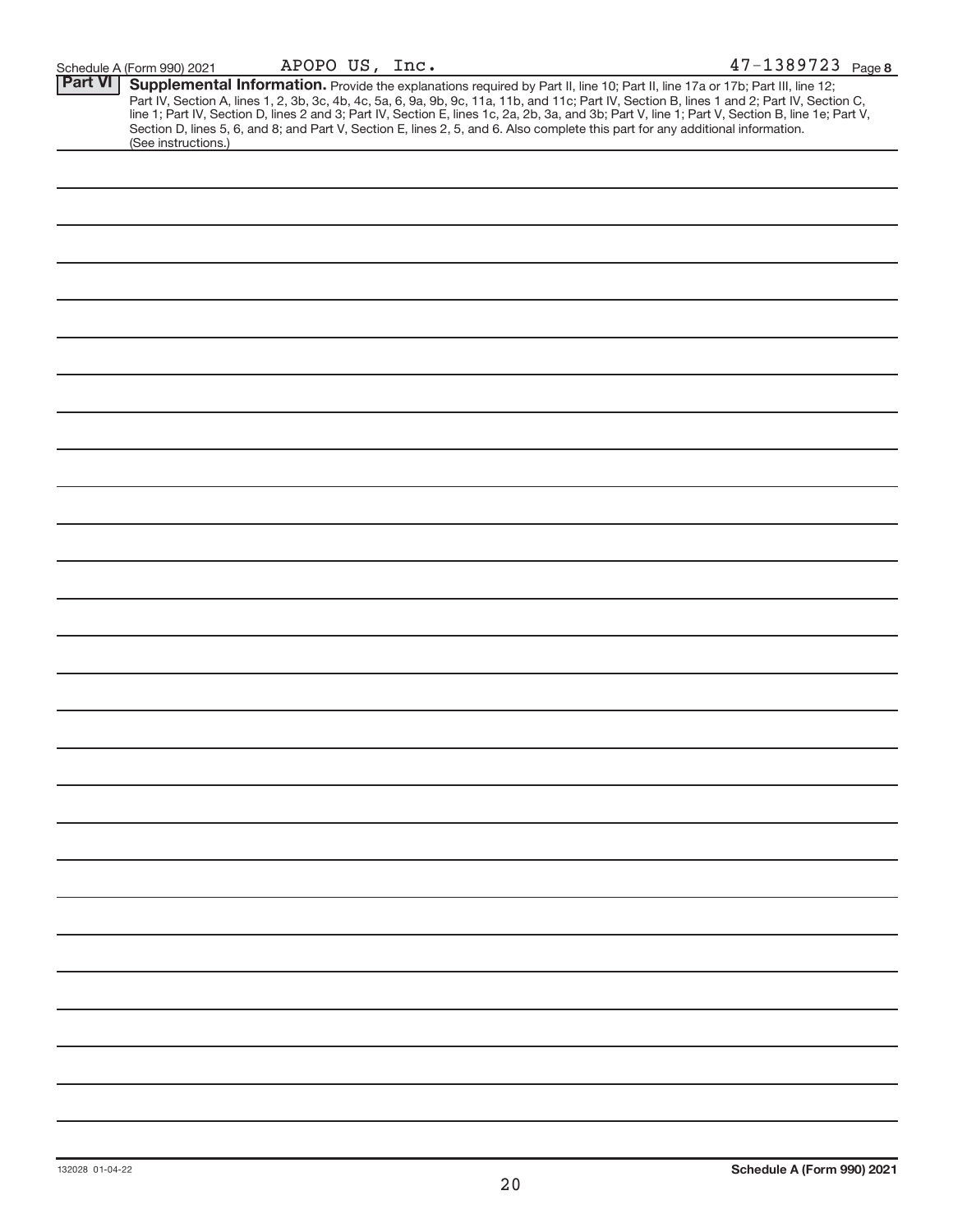Schedule A (Form 990) 2021 APOPO US, Inc. 47-1389723 Page 8

**Part VI** **Supplemental Information.** Provide the explanations required by Part II, line 10; Part II, line 17a or 17b; Part III, line 12; Part IV, Section A, lines 1, 2, 3b, 3c, 4b, 4c, 5a, 6, 9a, 9b, 9c, 11a, 11b, and 11c; Part IV, Section B, lines 1 and 2; Part IV, Section C, line 1; Part IV, Section D, lines 2 and 3; Part IV, Section E, lines 1c, 2a, 2b, 3a, and 3b; Part V, line 1; Part V, Section B, line 1e; Part V, Section D, lines 5, 6, and 8; and Part V, Section E, lines 2, 5, and 6. Also complete this part for any additional information. (See instructions.)

132028 01-04-22 **Schedule A (Form 990) 2021**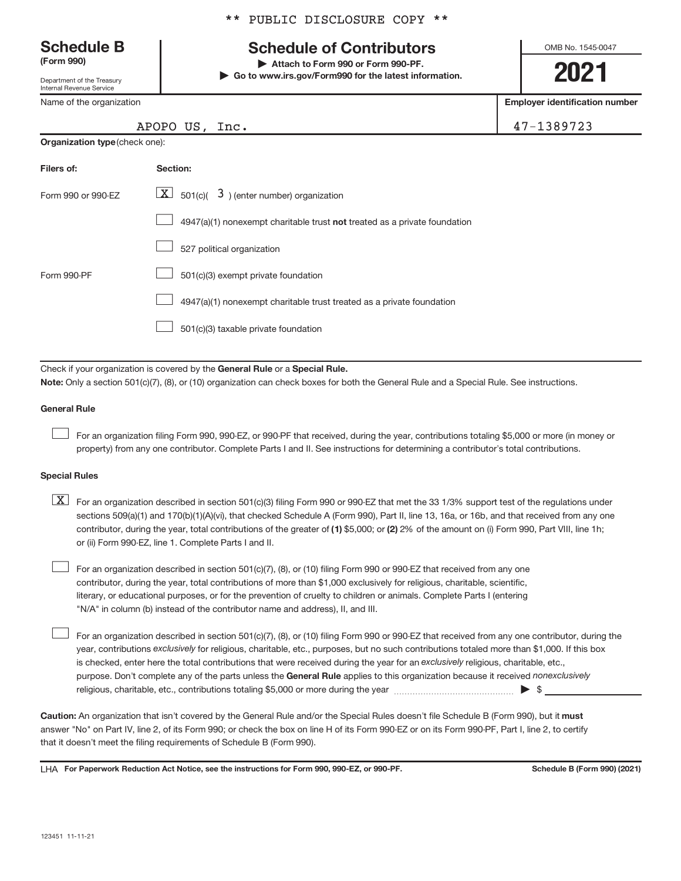** PUBLIC DISCLOSURE COPY **

# Schedule B
**(Form 990)**

Department of the Treasury
Internal Revenue Service

## Schedule of Contributors

▶ **Attach to Form 990 or Form 990-PF.**
▶ **Go to www.irs.gov/Form990 for the latest information.**

OMB No. 1545-0047

**2021**

| Name of the organization | Employer identification number |
|---|---|
| APOPO US, Inc. | 47-1389723 |

**Organization type** (check one):

| Filers of: | Section: |
|---|---|
| Form 990 or 990-EZ | [X] 501(c)( 3 ) (enter number) organization |
| | [ ] 4947(a)(1) nonexempt charitable trust **not** treated as a private foundation |
| | [ ] 527 political organization |
| Form 990-PF | [ ] 501(c)(3) exempt private foundation |
| | [ ] 4947(a)(1) nonexempt charitable trust treated as a private foundation |
| | [ ] 501(c)(3) taxable private foundation |

Check if your organization is covered by the **General Rule** or a **Special Rule.**

**Note:** Only a section 501(c)(7), (8), or (10) organization can check boxes for both the General Rule and a Special Rule. See instructions.

### General Rule

[ ] For an organization filing Form 990, 990-EZ, or 990-PF that received, during the year, contributions totaling $5,000 or more (in money or property) from any one contributor. Complete Parts I and II. See instructions for determining a contributor's total contributions.

### Special Rules

[X] For an organization described in section 501(c)(3) filing Form 990 or 990-EZ that met the 33 1/3% support test of the regulations under sections 509(a)(1) and 170(b)(1)(A)(vi), that checked Schedule A (Form 990), Part II, line 13, 16a, or 16b, and that received from any one contributor, during the year, total contributions of the greater of **(1)** $5,000; or **(2)** 2% of the amount on (i) Form 990, Part VIII, line 1h; or (ii) Form 990-EZ, line 1. Complete Parts I and II.

[ ] For an organization described in section 501(c)(7), (8), or (10) filing Form 990 or 990-EZ that received from any one contributor, during the year, total contributions of more than $1,000 exclusively for religious, charitable, scientific, literary, or educational purposes, or for the prevention of cruelty to children or animals. Complete Parts I (entering "N/A" in column (b) instead of the contributor name and address), II, and III.

[ ] For an organization described in section 501(c)(7), (8), or (10) filing Form 990 or 990-EZ that received from any one contributor, during the year, contributions *exclusively* for religious, charitable, etc., purposes, but no such contributions totaled more than $1,000. If this box is checked, enter here the total contributions that were received during the year for an *exclusively* religious, charitable, etc., purpose. Don't complete any of the parts unless the **General Rule** applies to this organization because it received *nonexclusively* religious, charitable, etc., contributions totaling $5,000 or more during the year ▶ $ ______

**Caution:** An organization that isn't covered by the General Rule and/or the Special Rules doesn't file Schedule B (Form 990), but it **must** answer "No" on Part IV, line 2, of its Form 990; or check the box on line H of its Form 990-EZ or on its Form 990-PF, Part I, line 2, to certify that it doesn't meet the filing requirements of Schedule B (Form 990).

LHA **For Paperwork Reduction Act Notice, see the instructions for Form 990, 990-EZ, or 990-PF.** **Schedule B (Form 990) (2021)**

123451 11-11-21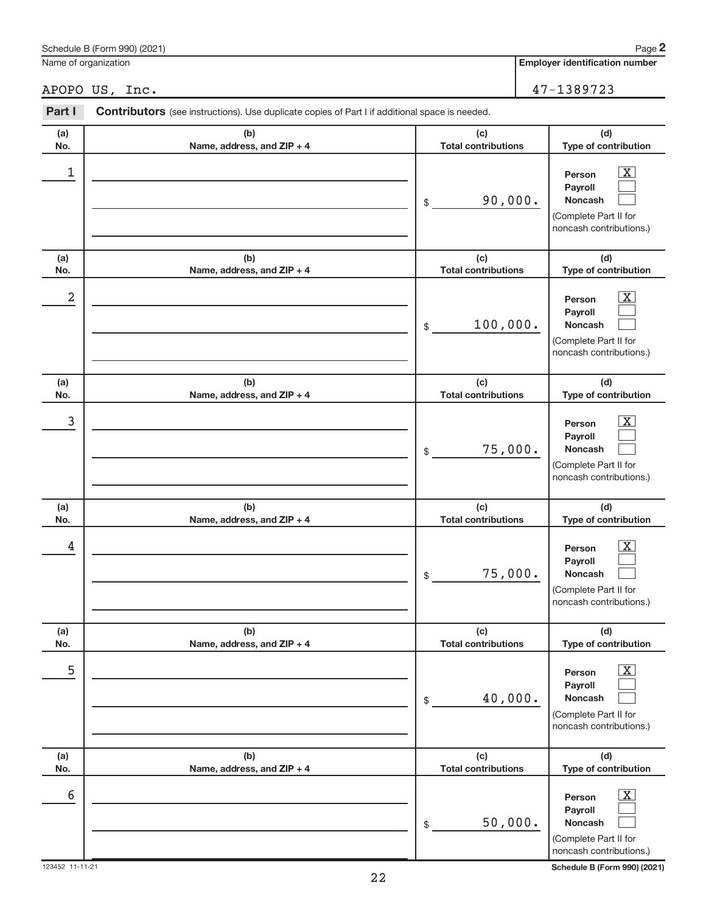Schedule B (Form 990) (2021) Page **2**

Name of organization: APOPO US, Inc.

**Employer identification number**: 47-1389723

**Part I** **Contributors** (see instructions). Use duplicate copies of Part I if additional space is needed.

| (a) No. | (b) Name, address, and ZIP + 4 | (c) Total contributions | (d) Type of contribution |
|---|---|---|---|
| 1 | | $ 90,000. | Person [X] Payroll [ ] Noncash [ ] (Complete Part II for noncash contributions.) |
| 2 | | $ 100,000. | Person [X] Payroll [ ] Noncash [ ] (Complete Part II for noncash contributions.) |
| 3 | | $ 75,000. | Person [X] Payroll [ ] Noncash [ ] (Complete Part II for noncash contributions.) |
| 4 | | $ 75,000. | Person [X] Payroll [ ] Noncash [ ] (Complete Part II for noncash contributions.) |
| 5 | | $ 40,000. | Person [X] Payroll [ ] Noncash [ ] (Complete Part II for noncash contributions.) |
| 6 | | $ 50,000. | Person [X] Payroll [ ] Noncash [ ] (Complete Part II for noncash contributions.) |

123452 11-11-21 **Schedule B (Form 990) (2021)**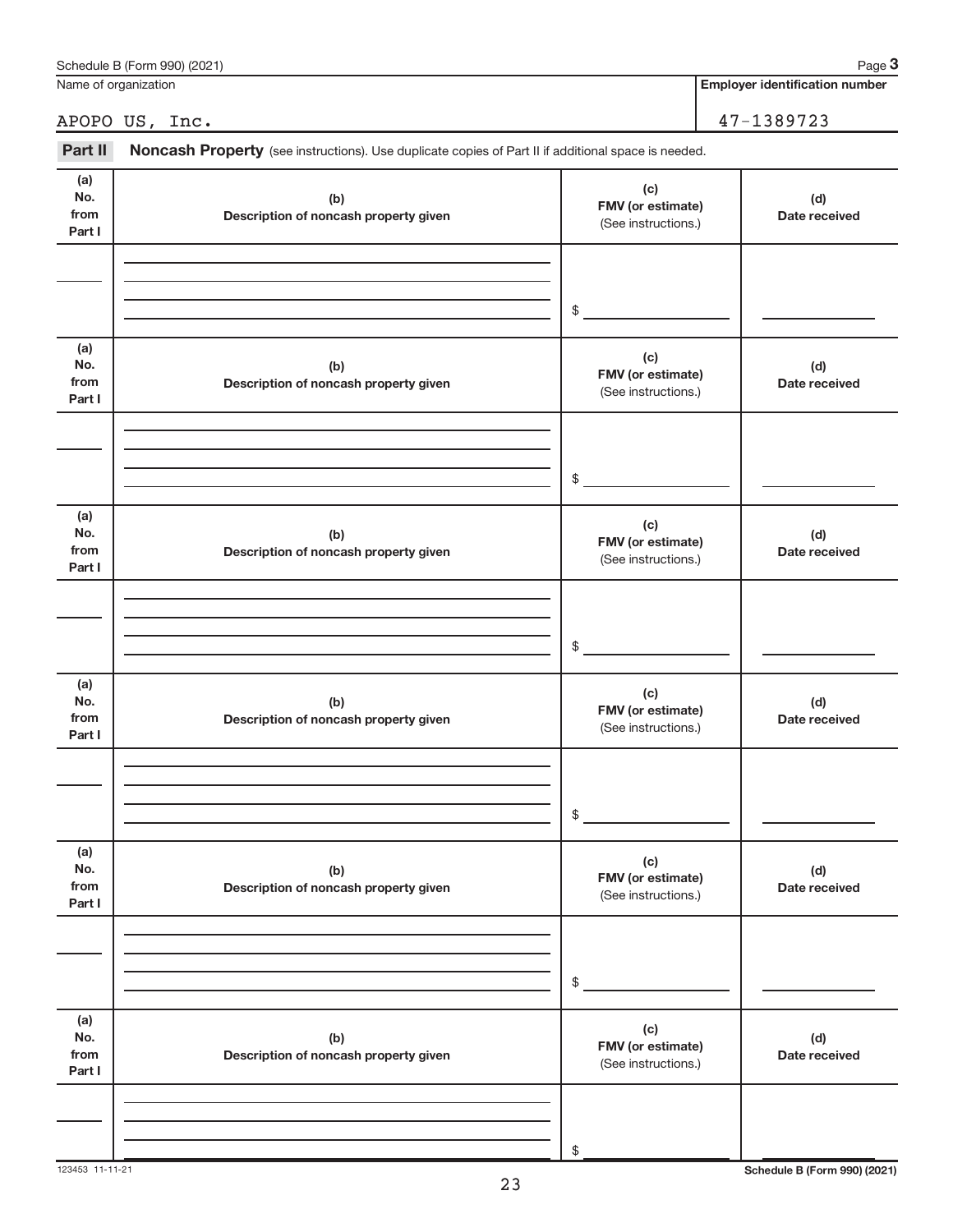Name of organization

APOPO US, Inc.

**Employer identification number**

47-1389723

**Part II** **Noncash Property** (see instructions). Use duplicate copies of Part II if additional space is needed.

| (a) No. from Part I | (b) Description of noncash property given | (c) FMV (or estimate) (See instructions.) | (d) Date received |
|---|---|---|---|
| | | $ | |

| (a) No. from Part I | (b) Description of noncash property given | (c) FMV (or estimate) (See instructions.) | (d) Date received |
|---|---|---|---|
| | | $ | |

| (a) No. from Part I | (b) Description of noncash property given | (c) FMV (or estimate) (See instructions.) | (d) Date received |
|---|---|---|---|
| | | $ | |

| (a) No. from Part I | (b) Description of noncash property given | (c) FMV (or estimate) (See instructions.) | (d) Date received |
|---|---|---|---|
| | | $ | |

| (a) No. from Part I | (b) Description of noncash property given | (c) FMV (or estimate) (See instructions.) | (d) Date received |
|---|---|---|---|
| | | $ | |

| (a) No. from Part I | (b) Description of noncash property given | (c) FMV (or estimate) (See instructions.) | (d) Date received |
|---|---|---|---|
| | | $ | |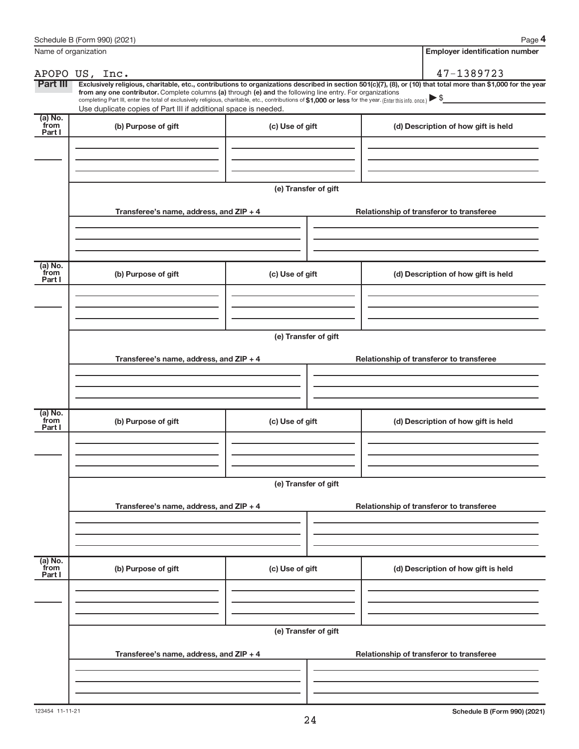Name of organization

APOPO US, Inc.

**Employer identification number**

47-1389723

**Part III** **Exclusively religious, charitable, etc., contributions to organizations described in section 501(c)(7), (8), or (10) that total more than $1,000 for the year from any one contributor.** Complete columns **(a)** through **(e) and** the following line entry. For organizations completing Part III, enter the total of exclusively religious, charitable, etc., contributions of **$1,000 or less** for the year. (Enter this info. once.) ▶ $

Use duplicate copies of Part III if additional space is needed.

| (a) No. from Part I | (b) Purpose of gift | (c) Use of gift | (d) Description of how gift is held |
|---|---|---|---|
| | | | |

(e) Transfer of gift

| Transferee's name, address, and ZIP + 4 | Relationship of transferor to transferee |
|---|---|
| | |

| (a) No. from Part I | (b) Purpose of gift | (c) Use of gift | (d) Description of how gift is held |
|---|---|---|---|
| | | | |

(e) Transfer of gift

| Transferee's name, address, and ZIP + 4 | Relationship of transferor to transferee |
|---|---|
| | |

| (a) No. from Part I | (b) Purpose of gift | (c) Use of gift | (d) Description of how gift is held |
|---|---|---|---|
| | | | |

(e) Transfer of gift

| Transferee's name, address, and ZIP + 4 | Relationship of transferor to transferee |
|---|---|
| | |

| (a) No. from Part I | (b) Purpose of gift | (c) Use of gift | (d) Description of how gift is held |
|---|---|---|---|
| | | | |

(e) Transfer of gift

| Transferee's name, address, and ZIP + 4 | Relationship of transferor to transferee |
|---|---|
| | |

123454 11-11-21

**Schedule B (Form 990) (2021)**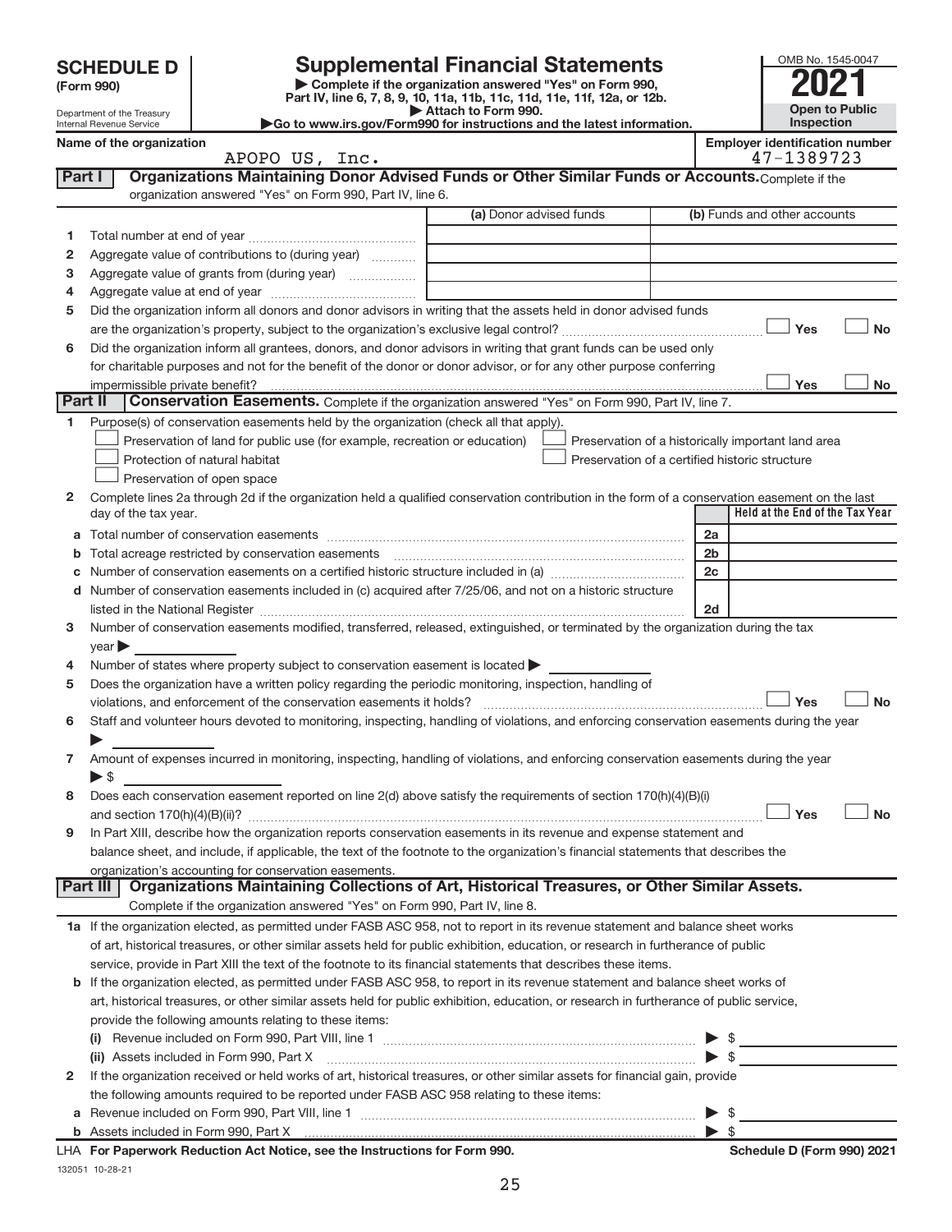# SCHEDULE D (Form 990)

Department of the Treasury
Internal Revenue Service

## Supplemental Financial Statements

▶ Complete if the organization answered "Yes" on Form 990, Part IV, line 6, 7, 8, 9, 10, 11a, 11b, 11c, 11d, 11e, 11f, 12a, or 12b.
▶ Attach to Form 990.
▶Go to www.irs.gov/Form990 for instructions and the latest information.

OMB No. 1545-0047
**2021**
**Open to Public Inspection**

**Name of the organization:** APOPO US, Inc.
**Employer identification number:** 47-1389723

### Part I — Organizations Maintaining Donor Advised Funds or Other Similar Funds or Accounts.
Complete if the organization answered "Yes" on Form 990, Part IV, line 6.

| | | (a) Donor advised funds | (b) Funds and other accounts |
|---|---|---|---|
| 1 | Total number at end of year | | |
| 2 | Aggregate value of contributions to (during year) | | |
| 3 | Aggregate value of grants from (during year) | | |
| 4 | Aggregate value at end of year | | |

5 Did the organization inform all donors and donor advisors in writing that the assets held in donor advised funds are the organization's property, subject to the organization's exclusive legal control? ☐ Yes ☐ No

6 Did the organization inform all grantees, donors, and donor advisors in writing that grant funds can be used only for charitable purposes and not for the benefit of the donor or donor advisor, or for any other purpose conferring impermissible private benefit? ☐ Yes ☐ No

### Part II — Conservation Easements.
Complete if the organization answered "Yes" on Form 990, Part IV, line 7.

1 Purpose(s) of conservation easements held by the organization (check all that apply).
- ☐ Preservation of land for public use (for example, recreation or education)
- ☐ Protection of natural habitat
- ☐ Preservation of open space
- ☐ Preservation of a historically important land area
- ☐ Preservation of a certified historic structure

2 Complete lines 2a through 2d if the organization held a qualified conservation contribution in the form of a conservation easement on the last day of the tax year.

| | | | Held at the End of the Tax Year |
|---|---|---|---|
| a | Total number of conservation easements | 2a | |
| b | Total acreage restricted by conservation easements | 2b | |
| c | Number of conservation easements on a certified historic structure included in (a) | 2c | |
| d | Number of conservation easements included in (c) acquired after 7/25/06, and not on a historic structure listed in the National Register | 2d | |

3 Number of conservation easements modified, transferred, released, extinguished, or terminated by the organization during the tax year ▶

4 Number of states where property subject to conservation easement is located ▶

5 Does the organization have a written policy regarding the periodic monitoring, inspection, handling of violations, and enforcement of the conservation easements it holds? ☐ Yes ☐ No

6 Staff and volunteer hours devoted to monitoring, inspecting, handling of violations, and enforcing conservation easements during the year ▶

7 Amount of expenses incurred in monitoring, inspecting, handling of violations, and enforcing conservation easements during the year ▶ $

8 Does each conservation easement reported on line 2(d) above satisfy the requirements of section 170(h)(4)(B)(i) and section 170(h)(4)(B)(ii)? ☐ Yes ☐ No

9 In Part XIII, describe how the organization reports conservation easements in its revenue and expense statement and balance sheet, and include, if applicable, the text of the footnote to the organization's financial statements that describes the organization's accounting for conservation easements.

### Part III — Organizations Maintaining Collections of Art, Historical Treasures, or Other Similar Assets.
Complete if the organization answered "Yes" on Form 990, Part IV, line 8.

1a If the organization elected, as permitted under FASB ASC 958, not to report in its revenue statement and balance sheet works of art, historical treasures, or other similar assets held for public exhibition, education, or research in furtherance of public service, provide in Part XIII the text of the footnote to its financial statements that describes these items.

b If the organization elected, as permitted under FASB ASC 958, to report in its revenue statement and balance sheet works of art, historical treasures, or other similar assets held for public exhibition, education, or research in furtherance of public service, provide the following amounts relating to these items:

(i) Revenue included on Form 990, Part VIII, line 1 ▶ $

(ii) Assets included in Form 990, Part X ▶ $

2 If the organization received or held works of art, historical treasures, or other similar assets for financial gain, provide the following amounts required to be reported under FASB ASC 958 relating to these items:

a Revenue included on Form 990, Part VIII, line 1 ▶ $

b Assets included in Form 990, Part X ▶ $

LHA For Paperwork Reduction Act Notice, see the Instructions for Form 990. Schedule D (Form 990) 2021

132051 10-28-21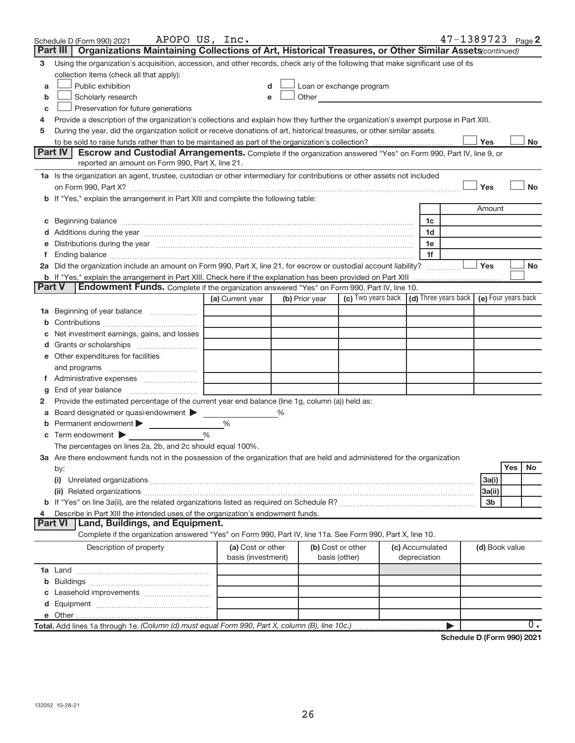Schedule D (Form 990) 2021 APOPO US, Inc. 47-1389723 Page 2

## Part III Organizations Maintaining Collections of Art, Historical Treasures, or Other Similar Assets *(continued)*

3 Using the organization's acquisition, accession, and other records, check any of the following that make significant use of its collection items (check all that apply):

- a ☐ Public exhibition
- b ☐ Scholarly research
- c ☐ Preservation for future generations
- d ☐ Loan or exchange program
- e ☐ Other

4 Provide a description of the organization's collections and explain how they further the organization's exempt purpose in Part XIII.

5 During the year, did the organization solicit or receive donations of art, historical treasures, or other similar assets to be sold to raise funds rather than to be maintained as part of the organization's collection? ☐ Yes ☐ No

## Part IV Escrow and Custodial Arrangements.

Complete if the organization answered "Yes" on Form 990, Part IV, line 9, or reported an amount on Form 990, Part X, line 21.

1a Is the organization an agent, trustee, custodian or other intermediary for contributions or other assets not included on Form 990, Part X? ☐ Yes ☐ No

b If "Yes," explain the arrangement in Part XIII and complete the following table:

| | | Amount |
|---|---|---|
| c Beginning balance | 1c | |
| d Additions during the year | 1d | |
| e Distributions during the year | 1e | |
| f Ending balance | 1f | |

2a Did the organization include an amount on Form 990, Part X, line 21, for escrow or custodial account liability? ☐ Yes ☐ No

b If "Yes," explain the arrangement in Part XIII. Check here if the explanation has been provided on Part XIII ☐

## Part V Endowment Funds.

Complete if the organization answered "Yes" on Form 990, Part IV, line 10.

| | (a) Current year | (b) Prior year | (c) Two years back | (d) Three years back | (e) Four years back |
|---|---|---|---|---|---|
| 1a Beginning of year balance | | | | | |
| b Contributions | | | | | |
| c Net investment earnings, gains, and losses | | | | | |
| d Grants or scholarships | | | | | |
| e Other expenditures for facilities and programs | | | | | |
| f Administrative expenses | | | | | |
| g End of year balance | | | | | |

2 Provide the estimated percentage of the current year end balance (line 1g, column (a)) held as:

- a Board designated or quasi-endowment ▶ %
- b Permanent endowment ▶ %
- c Term endowment ▶ %

The percentages on lines 2a, 2b, and 2c should equal 100%.

3a Are there endowment funds not in the possession of the organization that are held and administered for the organization by:

| | | Yes | No |
|---|---|---|---|
| (i) Unrelated organizations | 3a(i) | | |
| (ii) Related organizations | 3a(ii) | | |
| b If "Yes" on line 3a(ii), are the related organizations listed as required on Schedule R? | 3b | | |

4 Describe in Part XIII the intended uses of the organization's endowment funds.

## Part VI Land, Buildings, and Equipment.

Complete if the organization answered "Yes" on Form 990, Part IV, line 11a. See Form 990, Part X, line 10.

| Description of property | (a) Cost or other basis (investment) | (b) Cost or other basis (other) | (c) Accumulated depreciation | (d) Book value |
|---|---|---|---|---|
| 1a Land | | | | |
| b Buildings | | | | |
| c Leasehold improvements | | | | |
| d Equipment | | | | |
| e Other | | | | |
| **Total.** Add lines 1a through 1e. *(Column (d) must equal Form 990, Part X, column (B), line 10c.)* | | | ▶ | 0. |

**Schedule D (Form 990) 2021**

132052 10-28-21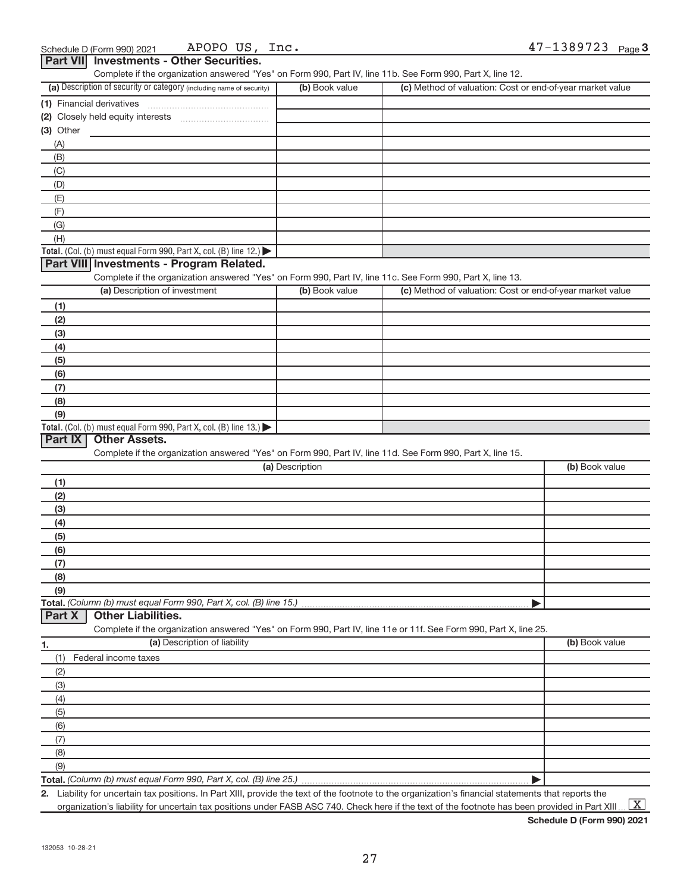Schedule D (Form 990) 2021 APOPO US, Inc. 47-1389723 Page 3

## Part VII Investments - Other Securities.

Complete if the organization answered "Yes" on Form 990, Part IV, line 11b. See Form 990, Part X, line 12.

| (a) Description of security or category (including name of security) | (b) Book value | (c) Method of valuation: Cost or end-of-year market value |
|---|---|---|
| (1) Financial derivatives | | |
| (2) Closely held equity interests | | |
| (3) Other | | |
| (A) | | |
| (B) | | |
| (C) | | |
| (D) | | |
| (E) | | |
| (F) | | |
| (G) | | |
| (H) | | |
| **Total.** (Col. (b) must equal Form 990, Part X, col. (B) line 12.) ▶ | | |

## Part VIII Investments - Program Related.

Complete if the organization answered "Yes" on Form 990, Part IV, line 11c. See Form 990, Part X, line 13.

| (a) Description of investment | (b) Book value | (c) Method of valuation: Cost or end-of-year market value |
|---|---|---|
| (1) | | |
| (2) | | |
| (3) | | |
| (4) | | |
| (5) | | |
| (6) | | |
| (7) | | |
| (8) | | |
| (9) | | |
| **Total.** (Col. (b) must equal Form 990, Part X, col. (B) line 13.) ▶ | | |

## Part IX Other Assets.

Complete if the organization answered "Yes" on Form 990, Part IV, line 11d. See Form 990, Part X, line 15.

| (a) Description | (b) Book value |
|---|---|
| (1) | |
| (2) | |
| (3) | |
| (4) | |
| (5) | |
| (6) | |
| (7) | |
| (8) | |
| (9) | |
| **Total.** *(Column (b) must equal Form 990, Part X, col. (B) line 15.)* ▶ | |

## Part X Other Liabilities.

Complete if the organization answered "Yes" on Form 990, Part IV, line 11e or 11f. See Form 990, Part X, line 25.

| 1. (a) Description of liability | (b) Book value |
|---|---|
| (1) Federal income taxes | |
| (2) | |
| (3) | |
| (4) | |
| (5) | |
| (6) | |
| (7) | |
| (8) | |
| (9) | |
| **Total.** *(Column (b) must equal Form 990, Part X, col. (B) line 25.)* ▶ | |

2. Liability for uncertain tax positions. In Part XIII, provide the text of the footnote to the organization's financial statements that reports the organization's liability for uncertain tax positions under FASB ASC 740. Check here if the text of the footnote has been provided in Part XIII ... [X]

**Schedule D (Form 990) 2021**

132053 10-28-21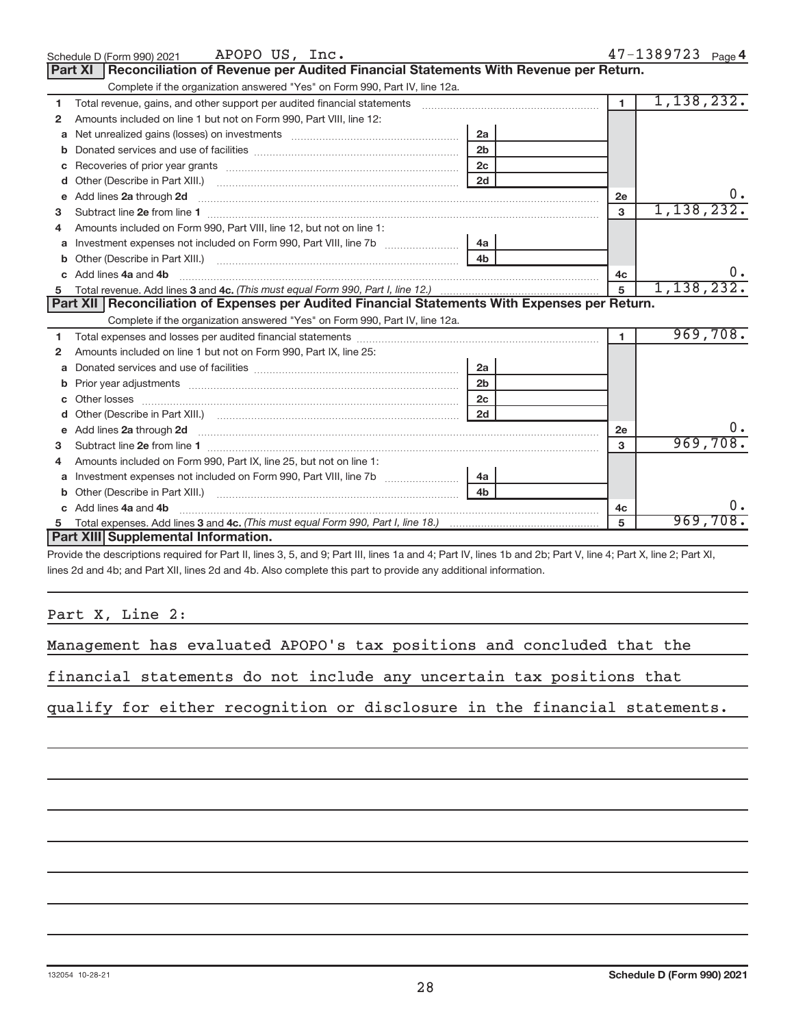Schedule D (Form 990) 2021 APOPO US, Inc. 47-1389723 Page 4

## Part XI Reconciliation of Revenue per Audited Financial Statements With Revenue per Return.

Complete if the organization answered "Yes" on Form 990, Part IV, line 12a.

| | | | | | |
|---|---|---|---|---|---|
| 1 | Total revenue, gains, and other support per audited financial statements | | | 1 | 1,138,232. |
| 2 | Amounts included on line 1 but not on Form 990, Part VIII, line 12: | | | | |
| a | Net unrealized gains (losses) on investments | 2a | | | |
| b | Donated services and use of facilities | 2b | | | |
| c | Recoveries of prior year grants | 2c | | | |
| d | Other (Describe in Part XIII.) | 2d | | | |
| e | Add lines 2a through 2d | | | 2e | 0. |
| 3 | Subtract line 2e from line 1 | | | 3 | 1,138,232. |
| 4 | Amounts included on Form 990, Part VIII, line 12, but not on line 1: | | | | |
| a | Investment expenses not included on Form 990, Part VIII, line 7b | 4a | | | |
| b | Other (Describe in Part XIII.) | 4b | | | |
| c | Add lines 4a and 4b | | | 4c | 0. |
| 5 | Total revenue. Add lines 3 and 4c. *(This must equal Form 990, Part I, line 12.)* | | | 5 | 1,138,232. |

## Part XII Reconciliation of Expenses per Audited Financial Statements With Expenses per Return.

Complete if the organization answered "Yes" on Form 990, Part IV, line 12a.

| | | | | | |
|---|---|---|---|---|---|
| 1 | Total expenses and losses per audited financial statements | | | 1 | 969,708. |
| 2 | Amounts included on line 1 but not on Form 990, Part IX, line 25: | | | | |
| a | Donated services and use of facilities | 2a | | | |
| b | Prior year adjustments | 2b | | | |
| c | Other losses | 2c | | | |
| d | Other (Describe in Part XIII.) | 2d | | | |
| e | Add lines 2a through 2d | | | 2e | 0. |
| 3 | Subtract line 2e from line 1 | | | 3 | 969,708. |
| 4 | Amounts included on Form 990, Part IX, line 25, but not on line 1: | | | | |
| a | Investment expenses not included on Form 990, Part VIII, line 7b | 4a | | | |
| b | Other (Describe in Part XIII.) | 4b | | | |
| c | Add lines 4a and 4b | | | 4c | 0. |
| 5 | Total expenses. Add lines 3 and 4c. *(This must equal Form 990, Part I, line 18.)* | | | 5 | 969,708. |

## Part XIII Supplemental Information.

Provide the descriptions required for Part II, lines 3, 5, and 9; Part III, lines 1a and 4; Part IV, lines 1b and 2b; Part V, line 4; Part X, line 2; Part XI, lines 2d and 4b; and Part XII, lines 2d and 4b. Also complete this part to provide any additional information.

Part X, Line 2:

Management has evaluated APOPO's tax positions and concluded that the financial statements do not include any uncertain tax positions that qualify for either recognition or disclosure in the financial statements.

132054 10-28-21 Schedule D (Form 990) 2021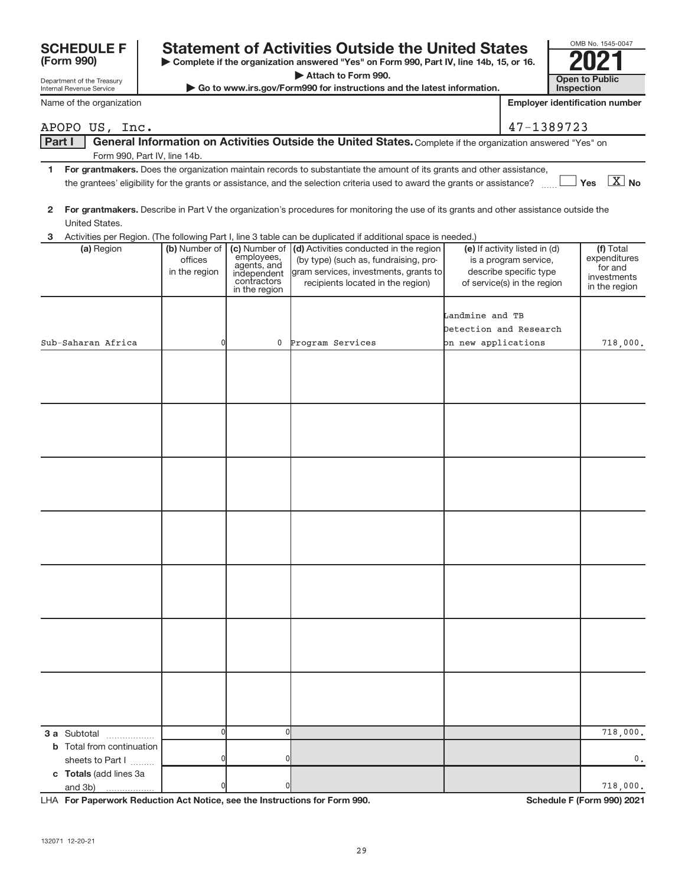**SCHEDULE F (Form 990)**

Department of the Treasury
Internal Revenue Service

# Statement of Activities Outside the United States

▶ Complete if the organization answered "Yes" on Form 990, Part IV, line 14b, 15, or 16.
▶ Attach to Form 990.
▶ Go to www.irs.gov/Form990 for instructions and the latest information.

OMB No. 1545-0047
**2021**
**Open to Public Inspection**

| Name of the organization | Employer identification number |
|---|---|
| APOPO US, Inc. | 47-1389723 |

**Part I** **General Information on Activities Outside the United States.** Complete if the organization answered "Yes" on Form 990, Part IV, line 14b.

1 **For grantmakers.** Does the organization maintain records to substantiate the amount of its grants and other assistance, the grantees' eligibility for the grants or assistance, and the selection criteria used to award the grants or assistance? ☐ Yes ☒ No

2 **For grantmakers.** Describe in Part V the organization's procedures for monitoring the use of its grants and other assistance outside the United States.

3 Activities per Region. (The following Part I, line 3 table can be duplicated if additional space is needed.)

| (a) Region | (b) Number of offices in the region | (c) Number of employees, agents, and independent contractors in the region | (d) Activities conducted in the region (by type) (such as, fundraising, program services, investments, grants to recipients located in the region) | (e) If activity listed in (d) is a program service, describe specific type of service(s) in the region | (f) Total expenditures for and investments in the region |
|---|---|---|---|---|---|
| Sub-Saharan Africa | 0 | 0 | Program Services | Landmine and TB Detection and Research on new applications | 718,000. |
| | | | | | |
| | | | | | |
| | | | | | |
| | | | | | |
| | | | | | |
| | | | | | |
| | | | | | |
| **3 a** Subtotal | 0 | 0 | | | 718,000. |
| **b** Total from continuation sheets to Part I | 0 | 0 | | | 0. |
| **c Totals** (add lines 3a and 3b) | 0 | 0 | | | 718,000. |

LHA **For Paperwork Reduction Act Notice, see the Instructions for Form 990.** **Schedule F (Form 990) 2021**

132071 12-20-21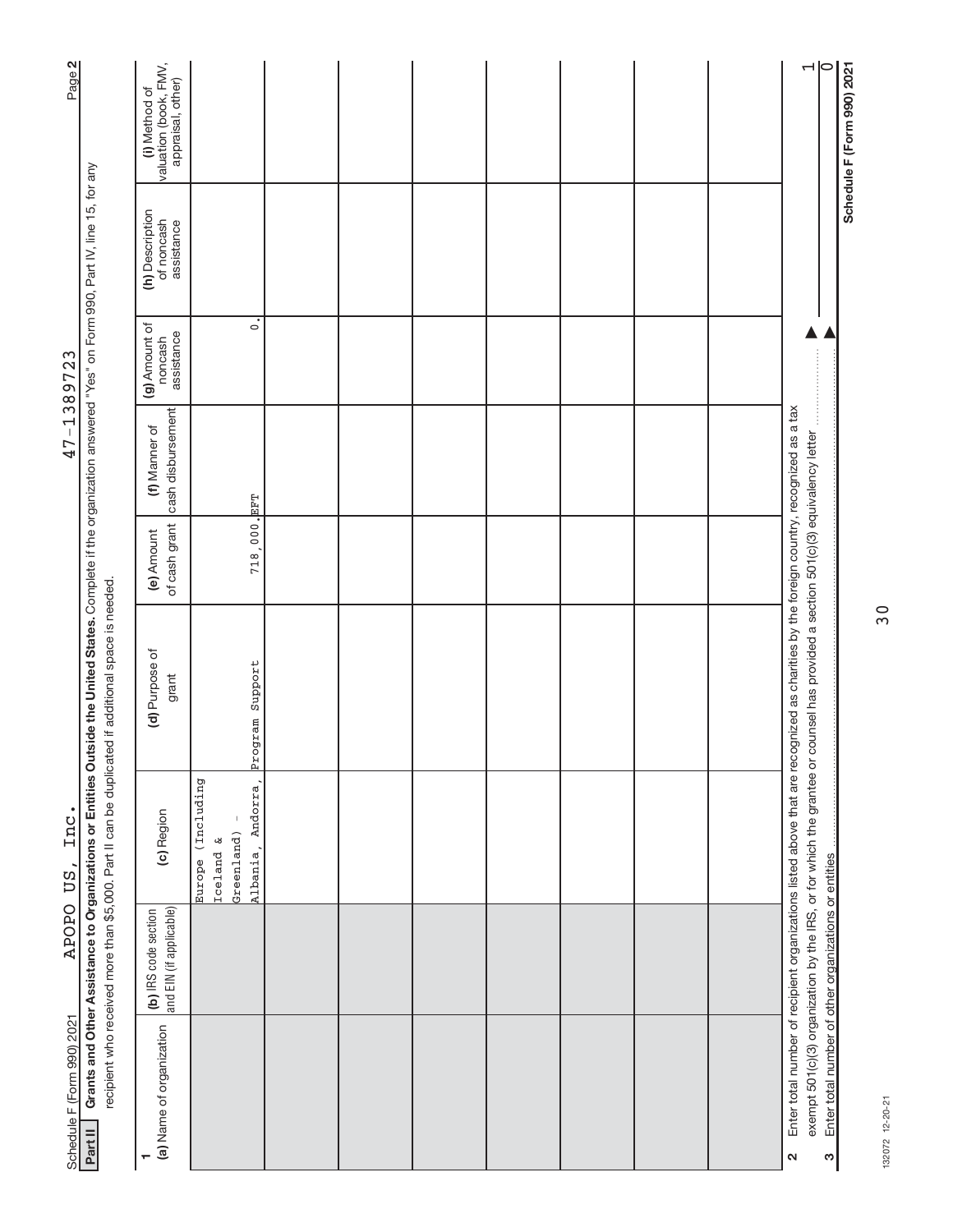Schedule F (Form 990) 2021 APOPO US, Inc. 47-1389723 Page 2

**Part II** **Grants and Other Assistance to Organizations or Entities Outside the United States.** Complete if the organization answered "Yes" on Form 990, Part IV, line 15, for any recipient who received more than $5,000. Part II can be duplicated if additional space is needed.

**1**

| (a) Name of organization | (b) IRS code section and EIN (if applicable) | (c) Region | (d) Purpose of grant | (e) Amount of cash grant | (f) Manner of cash disbursement | (g) Amount of noncash assistance | (h) Description of noncash assistance | (i) Method of valuation (book, FMV, appraisal, other) |
|---|---|---|---|---|---|---|---|---|
| | | Europe (Including Iceland & Greenland) - Albania, Andorra, | Program Support | 718,000. | EFT | 0. | | |
| | | | | | | | | |
| | | | | | | | | |
| | | | | | | | | |
| | | | | | | | | |
| | | | | | | | | |
| | | | | | | | | |
| | | | | | | | | |
| | | | | | | | | |

**2** Enter total number of recipient organizations listed above that are recognized as charities by the foreign country, recognized as a tax exempt 501(c)(3) organization by the IRS, or for which the grantee or counsel has provided a section 501(c)(3) equivalency letter ▶ 1

**3** Enter total number of other organizations or entities ▶ 0

**Schedule F (Form 990) 2021**

132072 12-20-21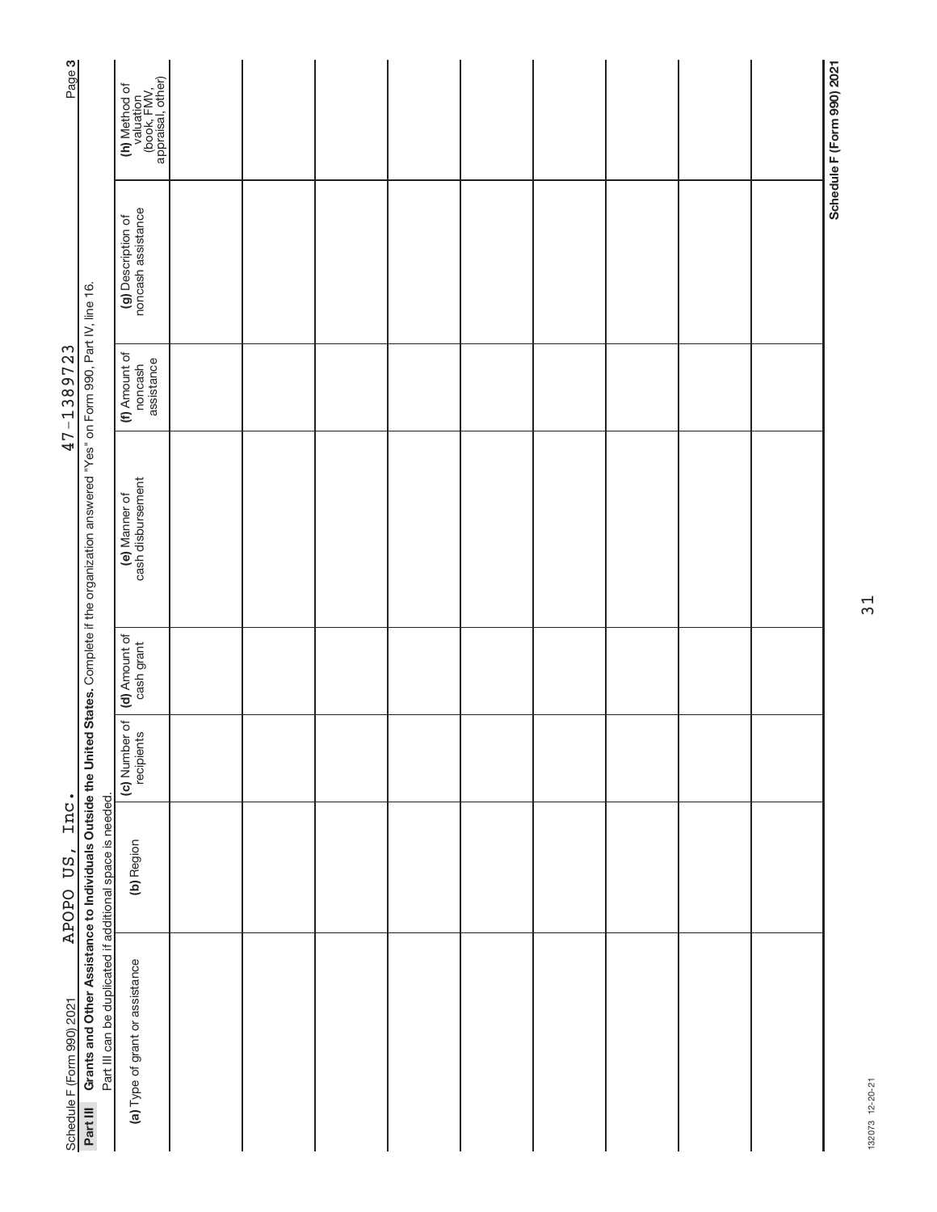Schedule F (Form 990) 2021 APOPO US, Inc. 47-1389723

## Part III Grants and Other Assistance to Individuals Outside the United States.

Complete if the organization answered "Yes" on Form 990, Part IV, line 16.

Part III can be duplicated if additional space is needed.

| (a) Type of grant or assistance | (b) Region | (c) Number of recipients | (d) Amount of cash grant | (e) Manner of cash disbursement | (f) Amount of noncash assistance | (g) Description of noncash assistance | (h) Method of valuation (book, FMV, appraisal, other) |
|---|---|---|---|---|---|---|---|
| | | | | | | | |
| | | | | | | | |
| | | | | | | | |
| | | | | | | | |
| | | | | | | | |
| | | | | | | | |
| | | | | | | | |
| | | | | | | | |
| | | | | | | | |

Schedule F (Form 990) 2021

132073 12-20-21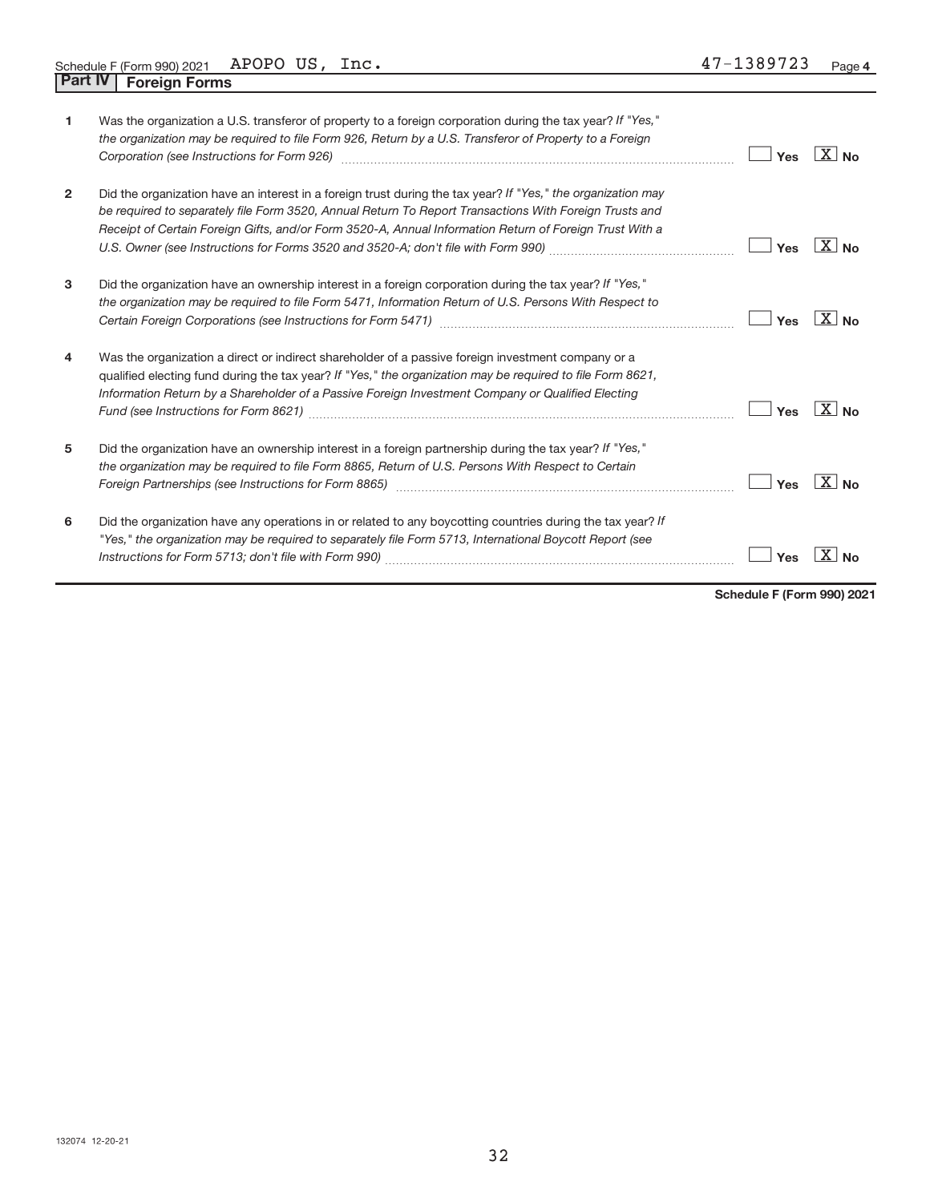Schedule F (Form 990) 2021 APOPO US, Inc. 47-1389723 Page **4**

## Part IV Foreign Forms

| | | Yes | No |
|---|---|---|---|
| 1 | Was the organization a U.S. transferor of property to a foreign corporation during the tax year? *If "Yes," the organization may be required to file Form 926, Return by a U.S. Transferor of Property to a Foreign Corporation (see Instructions for Form 926)* | | X |
| 2 | Did the organization have an interest in a foreign trust during the tax year? *If "Yes," the organization may be required to separately file Form 3520, Annual Return To Report Transactions With Foreign Trusts and Receipt of Certain Foreign Gifts, and/or Form 3520-A, Annual Information Return of Foreign Trust With a U.S. Owner (see Instructions for Forms 3520 and 3520-A; don't file with Form 990)* | | X |
| 3 | Did the organization have an ownership interest in a foreign corporation during the tax year? *If "Yes," the organization may be required to file Form 5471, Information Return of U.S. Persons With Respect to Certain Foreign Corporations (see Instructions for Form 5471)* | | X |
| 4 | Was the organization a direct or indirect shareholder of a passive foreign investment company or a qualified electing fund during the tax year? *If "Yes," the organization may be required to file Form 8621, Information Return by a Shareholder of a Passive Foreign Investment Company or Qualified Electing Fund (see Instructions for Form 8621)* | | X |
| 5 | Did the organization have an ownership interest in a foreign partnership during the tax year? *If "Yes," the organization may be required to file Form 8865, Return of U.S. Persons With Respect to Certain Foreign Partnerships (see Instructions for Form 8865)* | | X |
| 6 | Did the organization have any operations in or related to any boycotting countries during the tax year? *If "Yes," the organization may be required to separately file Form 5713, International Boycott Report (see Instructions for Form 5713; don't file with Form 990)* | | X |

**Schedule F (Form 990) 2021**

132074 12-20-21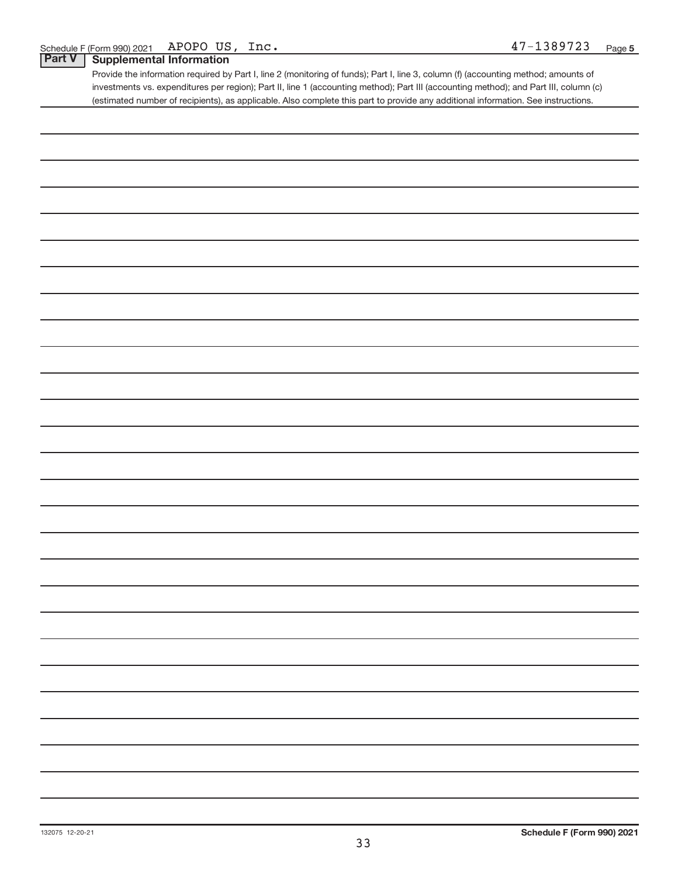Schedule F (Form 990) 2021 APOPO US, Inc. 47-1389723 Page 5

## Part V Supplemental Information

Provide the information required by Part I, line 2 (monitoring of funds); Part I, line 3, column (f) (accounting method; amounts of investments vs. expenditures per region); Part II, line 1 (accounting method); Part III (accounting method); and Part III, column (c) (estimated number of recipients), as applicable. Also complete this part to provide any additional information. See instructions.

132075 12-20-21

Schedule F (Form 990) 2021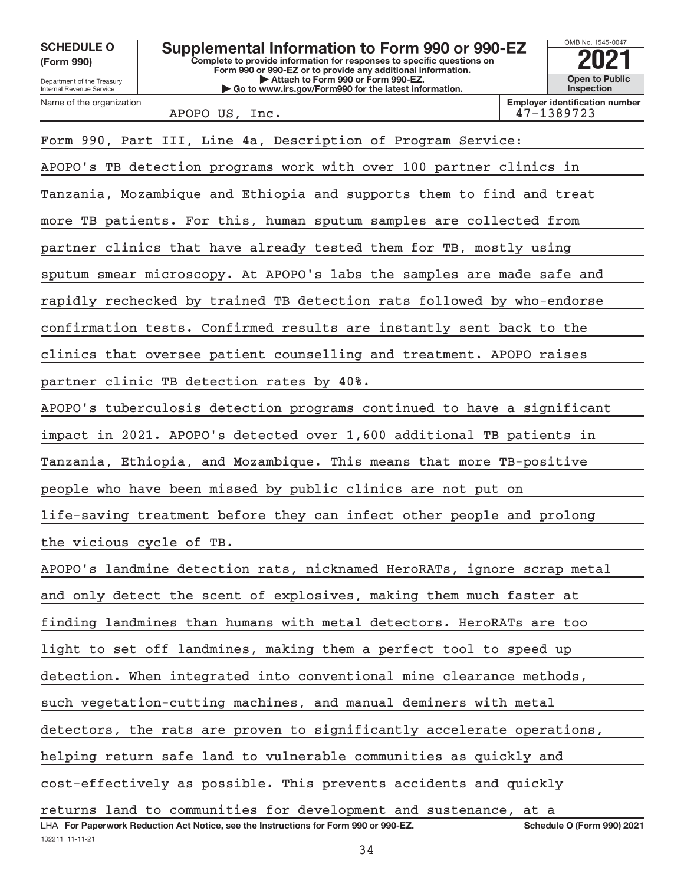**SCHEDULE O (Form 990)**

Department of the Treasury
Internal Revenue Service

# Supplemental Information to Form 990 or 990-EZ

**Complete to provide information for responses to specific questions on Form 990 or 990-EZ or to provide any additional information.**
**▶ Attach to Form 990 or Form 990-EZ.**
**▶ Go to www.irs.gov/Form990 for the latest information.**

OMB No. 1545-0047

**2021**

**Open to Public Inspection**

| Name of the organization | Employer identification number |
|---|---|
| APOPO US, Inc. | 47-1389723 |

Form 990, Part III, Line 4a, Description of Program Service:

APOPO's TB detection programs work with over 100 partner clinics in Tanzania, Mozambique and Ethiopia and supports them to find and treat more TB patients. For this, human sputum samples are collected from partner clinics that have already tested them for TB, mostly using sputum smear microscopy. At APOPO's labs the samples are made safe and rapidly rechecked by trained TB detection rats followed by who-endorse confirmation tests. Confirmed results are instantly sent back to the clinics that oversee patient counselling and treatment. APOPO raises partner clinic TB detection rates by 40%.

APOPO's tuberculosis detection programs continued to have a significant impact in 2021. APOPO's detected over 1,600 additional TB patients in Tanzania, Ethiopia, and Mozambique. This means that more TB-positive people who have been missed by public clinics are not put on life-saving treatment before they can infect other people and prolong the vicious cycle of TB.

APOPO's landmine detection rats, nicknamed HeroRATs, ignore scrap metal and only detect the scent of explosives, making them much faster at finding landmines than humans with metal detectors. HeroRATs are too light to set off landmines, making them a perfect tool to speed up detection. When integrated into conventional mine clearance methods, such vegetation-cutting machines, and manual deminers with metal detectors, the rats are proven to significantly accelerate operations, helping return safe land to vulnerable communities as quickly and cost-effectively as possible. This prevents accidents and quickly returns land to communities for development and sustenance, at a

LHA **For Paperwork Reduction Act Notice, see the Instructions for Form 990 or 990-EZ.** **Schedule O (Form 990) 2021**

132211 11-11-21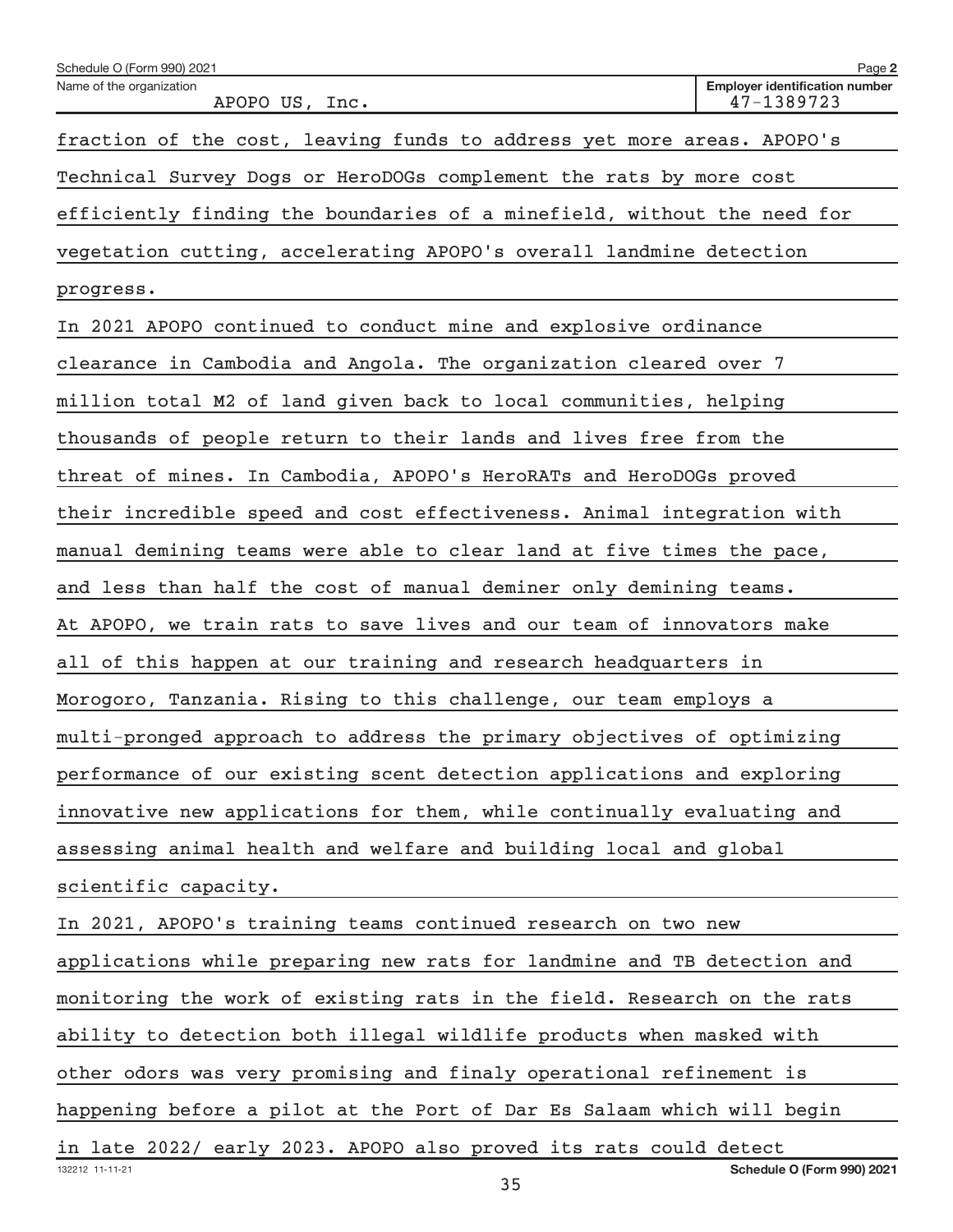Schedule O (Form 990) 2021

Name of the organization: APOPO US, Inc.

Employer identification number: 47-1389723

fraction of the cost, leaving funds to address yet more areas. APOPO's Technical Survey Dogs or HeroDOGs complement the rats by more cost efficiently finding the boundaries of a minefield, without the need for vegetation cutting, accelerating APOPO's overall landmine detection progress.

In 2021 APOPO continued to conduct mine and explosive ordinance clearance in Cambodia and Angola. The organization cleared over 7 million total M2 of land given back to local communities, helping thousands of people return to their lands and lives free from the threat of mines. In Cambodia, APOPO's HeroRATs and HeroDOGs proved their incredible speed and cost effectiveness. Animal integration with manual demining teams were able to clear land at five times the pace, and less than half the cost of manual deminer only demining teams.

At APOPO, we train rats to save lives and our team of innovators make all of this happen at our training and research headquarters in Morogoro, Tanzania. Rising to this challenge, our team employs a multi-pronged approach to address the primary objectives of optimizing performance of our existing scent detection applications and exploring innovative new applications for them, while continually evaluating and assessing animal health and welfare and building local and global scientific capacity.

In 2021, APOPO's training teams continued research on two new applications while preparing new rats for landmine and TB detection and monitoring the work of existing rats in the field. Research on the rats ability to detection both illegal wildlife products when masked with other odors was very promising and finaly operational refinement is happening before a pilot at the Port of Dar Es Salaam which will begin in late 2022/ early 2023. APOPO also proved its rats could detect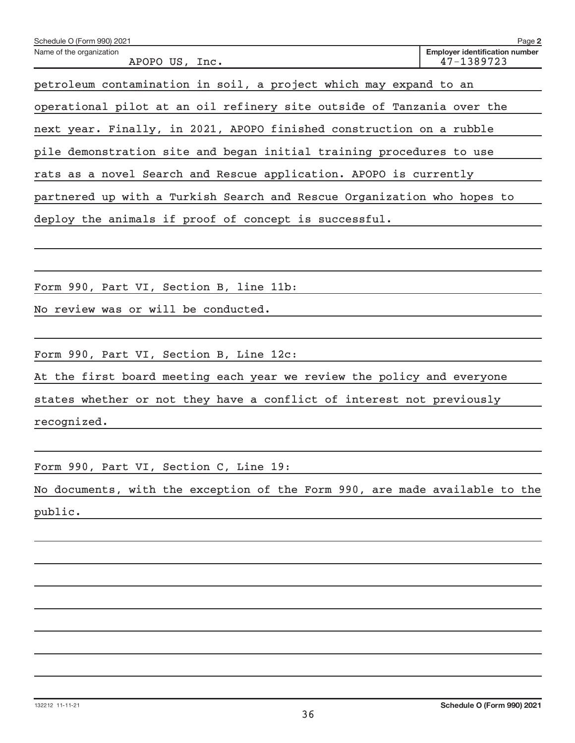Schedule O (Form 990) 2021

Name of the organization: APOPO US, Inc.

Employer identification number: 47-1389723

petroleum contamination in soil, a project which may expand to an operational pilot at an oil refinery site outside of Tanzania over the next year. Finally, in 2021, APOPO finished construction on a rubble pile demonstration site and began initial training procedures to use rats as a novel Search and Rescue application. APOPO is currently partnered up with a Turkish Search and Rescue Organization who hopes to deploy the animals if proof of concept is successful.

Form 990, Part VI, Section B, line 11b:

No review was or will be conducted.

Form 990, Part VI, Section B, Line 12c:

At the first board meeting each year we review the policy and everyone states whether or not they have a conflict of interest not previously recognized.

Form 990, Part VI, Section C, Line 19:

No documents, with the exception of the Form 990, are made available to the public.